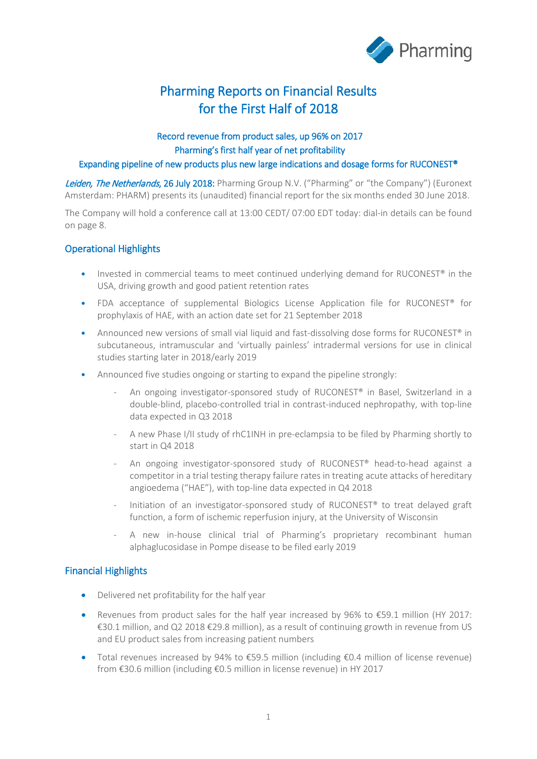# Pharming Reports on Financial Results for the First Half of 2018

### Record revenue from product sales, up 96% on 2017
### Pharming's first half year of net profitability
### Expanding pipeline of new products plus new large indications and dosage forms for RUCONEST®

*Leiden, The Netherlands*, **26 July 2018:** Pharming Group N.V. ("Pharming" or "the Company") (Euronext Amsterdam: PHARM) presents its (unaudited) financial report for the six months ended 30 June 2018.

The Company will hold a conference call at 13:00 CEDT/ 07:00 EDT today: dial-in details can be found on page 8.

## Operational Highlights

- Invested in commercial teams to meet continued underlying demand for RUCONEST® in the USA, driving growth and good patient retention rates
- FDA acceptance of supplemental Biologics License Application file for RUCONEST® for prophylaxis of HAE, with an action date set for 21 September 2018
- Announced new versions of small vial liquid and fast-dissolving dose forms for RUCONEST® in subcutaneous, intramuscular and 'virtually painless' intradermal versions for use in clinical studies starting later in 2018/early 2019
- Announced five studies ongoing or starting to expand the pipeline strongly:
  - An ongoing investigator-sponsored study of RUCONEST® in Basel, Switzerland in a double-blind, placebo-controlled trial in contrast-induced nephropathy, with top-line data expected in Q3 2018
  - A new Phase I/II study of rhC1INH in pre-eclampsia to be filed by Pharming shortly to start in Q4 2018
  - An ongoing investigator-sponsored study of RUCONEST® head-to-head against a competitor in a trial testing therapy failure rates in treating acute attacks of hereditary angioedema ("HAE"), with top-line data expected in Q4 2018
  - Initiation of an investigator-sponsored study of RUCONEST® to treat delayed graft function, a form of ischemic reperfusion injury, at the University of Wisconsin
  - A new in-house clinical trial of Pharming's proprietary recombinant human alphaglucosidase in Pompe disease to be filed early 2019

## Financial Highlights

- Delivered net profitability for the half year
- Revenues from product sales for the half year increased by 96% to €59.1 million (HY 2017: €30.1 million, and Q2 2018 €29.8 million), as a result of continuing growth in revenue from US and EU product sales from increasing patient numbers
- Total revenues increased by 94% to €59.5 million (including €0.4 million of license revenue) from €30.6 million (including €0.5 million in license revenue) in HY 2017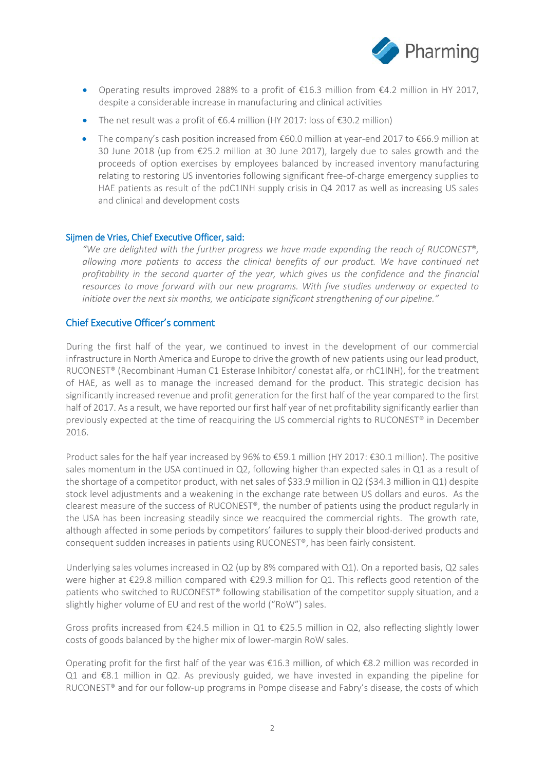- Operating results improved 288% to a profit of €16.3 million from €4.2 million in HY 2017, despite a considerable increase in manufacturing and clinical activities
- The net result was a profit of €6.4 million (HY 2017: loss of €30.2 million)
- The company's cash position increased from €60.0 million at year-end 2017 to €66.9 million at 30 June 2018 (up from €25.2 million at 30 June 2017), largely due to sales growth and the proceeds of option exercises by employees balanced by increased inventory manufacturing relating to restoring US inventories following significant free-of-charge emergency supplies to HAE patients as result of the pdC1INH supply crisis in Q4 2017 as well as increasing US sales and clinical and development costs

### Sijmen de Vries, Chief Executive Officer, said:

*"We are delighted with the further progress we have made expanding the reach of RUCONEST®, allowing more patients to access the clinical benefits of our product. We have continued net profitability in the second quarter of the year, which gives us the confidence and the financial resources to move forward with our new programs. With five studies underway or expected to initiate over the next six months, we anticipate significant strengthening of our pipeline."*

## Chief Executive Officer's comment

During the first half of the year, we continued to invest in the development of our commercial infrastructure in North America and Europe to drive the growth of new patients using our lead product, RUCONEST® (Recombinant Human C1 Esterase Inhibitor/ conestat alfa, or rhC1INH), for the treatment of HAE, as well as to manage the increased demand for the product. This strategic decision has significantly increased revenue and profit generation for the first half of the year compared to the first half of 2017. As a result, we have reported our first half year of net profitability significantly earlier than previously expected at the time of reacquiring the US commercial rights to RUCONEST® in December 2016.

Product sales for the half year increased by 96% to €59.1 million (HY 2017: €30.1 million). The positive sales momentum in the USA continued in Q2, following higher than expected sales in Q1 as a result of the shortage of a competitor product, with net sales of $33.9 million in Q2 ($34.3 million in Q1) despite stock level adjustments and a weakening in the exchange rate between US dollars and euros. As the clearest measure of the success of RUCONEST®, the number of patients using the product regularly in the USA has been increasing steadily since we reacquired the commercial rights. The growth rate, although affected in some periods by competitors' failures to supply their blood-derived products and consequent sudden increases in patients using RUCONEST®, has been fairly consistent.

Underlying sales volumes increased in Q2 (up by 8% compared with Q1). On a reported basis, Q2 sales were higher at €29.8 million compared with €29.3 million for Q1. This reflects good retention of the patients who switched to RUCONEST® following stabilisation of the competitor supply situation, and a slightly higher volume of EU and rest of the world ("RoW") sales.

Gross profits increased from €24.5 million in Q1 to €25.5 million in Q2, also reflecting slightly lower costs of goods balanced by the higher mix of lower-margin RoW sales.

Operating profit for the first half of the year was €16.3 million, of which €8.2 million was recorded in Q1 and €8.1 million in Q2. As previously guided, we have invested in expanding the pipeline for RUCONEST® and for our follow-up programs in Pompe disease and Fabry's disease, the costs of which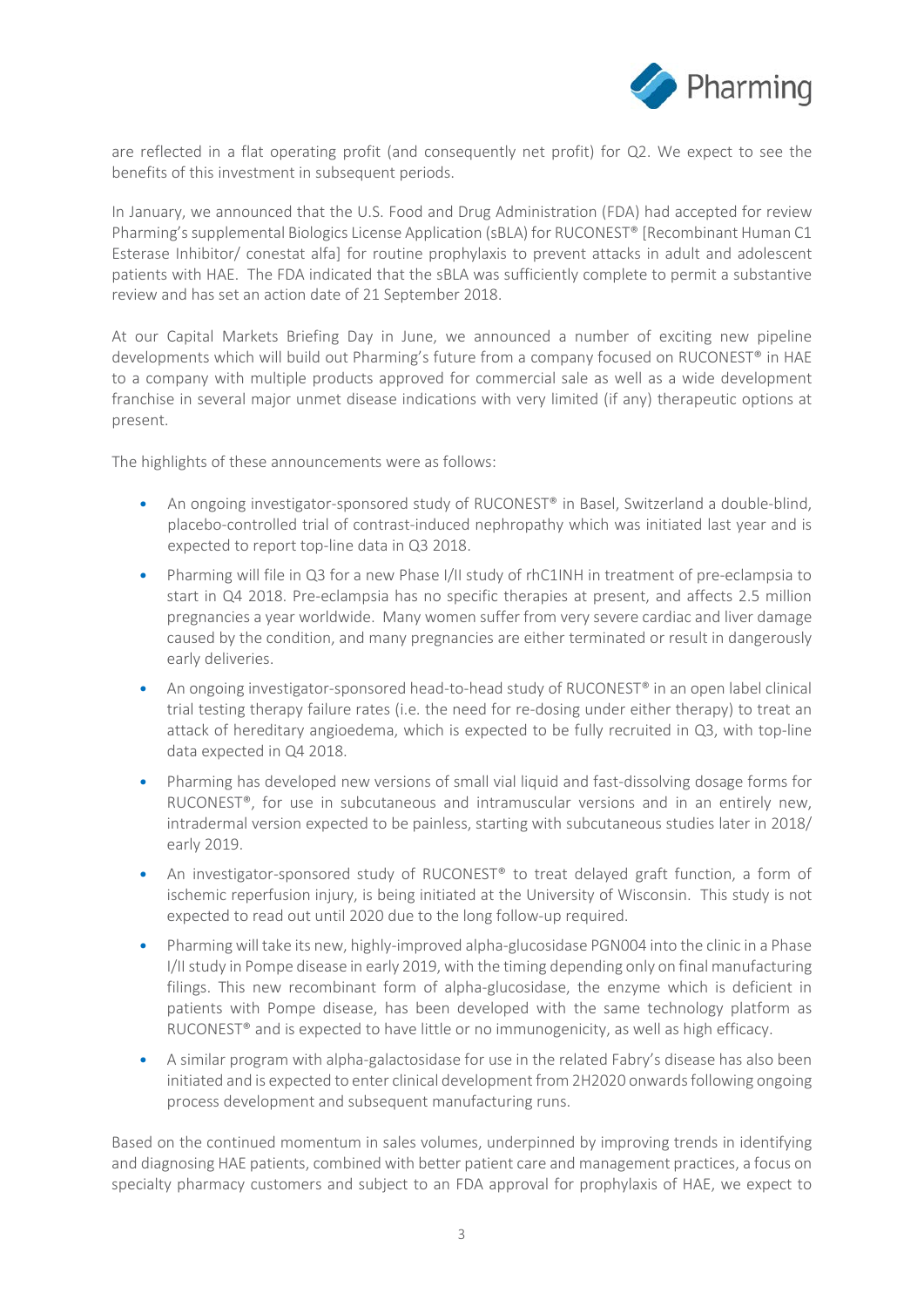are reflected in a flat operating profit (and consequently net profit) for Q2. We expect to see the benefits of this investment in subsequent periods.

In January, we announced that the U.S. Food and Drug Administration (FDA) had accepted for review Pharming's supplemental Biologics License Application (sBLA) for RUCONEST® [Recombinant Human C1 Esterase Inhibitor/ conestat alfa] for routine prophylaxis to prevent attacks in adult and adolescent patients with HAE. The FDA indicated that the sBLA was sufficiently complete to permit a substantive review and has set an action date of 21 September 2018.

At our Capital Markets Briefing Day in June, we announced a number of exciting new pipeline developments which will build out Pharming's future from a company focused on RUCONEST® in HAE to a company with multiple products approved for commercial sale as well as a wide development franchise in several major unmet disease indications with very limited (if any) therapeutic options at present.

The highlights of these announcements were as follows:

- An ongoing investigator-sponsored study of RUCONEST® in Basel, Switzerland a double-blind, placebo-controlled trial of contrast-induced nephropathy which was initiated last year and is expected to report top-line data in Q3 2018.
- Pharming will file in Q3 for a new Phase I/II study of rhC1INH in treatment of pre-eclampsia to start in Q4 2018. Pre-eclampsia has no specific therapies at present, and affects 2.5 million pregnancies a year worldwide. Many women suffer from very severe cardiac and liver damage caused by the condition, and many pregnancies are either terminated or result in dangerously early deliveries.
- An ongoing investigator-sponsored head-to-head study of RUCONEST® in an open label clinical trial testing therapy failure rates (i.e. the need for re-dosing under either therapy) to treat an attack of hereditary angioedema, which is expected to be fully recruited in Q3, with top-line data expected in Q4 2018.
- Pharming has developed new versions of small vial liquid and fast-dissolving dosage forms for RUCONEST®, for use in subcutaneous and intramuscular versions and in an entirely new, intradermal version expected to be painless, starting with subcutaneous studies later in 2018/ early 2019.
- An investigator-sponsored study of RUCONEST® to treat delayed graft function, a form of ischemic reperfusion injury, is being initiated at the University of Wisconsin. This study is not expected to read out until 2020 due to the long follow-up required.
- Pharming will take its new, highly-improved alpha-glucosidase PGN004 into the clinic in a Phase I/II study in Pompe disease in early 2019, with the timing depending only on final manufacturing filings. This new recombinant form of alpha-glucosidase, the enzyme which is deficient in patients with Pompe disease, has been developed with the same technology platform as RUCONEST® and is expected to have little or no immunogenicity, as well as high efficacy.
- A similar program with alpha-galactosidase for use in the related Fabry's disease has also been initiated and is expected to enter clinical development from 2H2020 onwards following ongoing process development and subsequent manufacturing runs.

Based on the continued momentum in sales volumes, underpinned by improving trends in identifying and diagnosing HAE patients, combined with better patient care and management practices, a focus on specialty pharmacy customers and subject to an FDA approval for prophylaxis of HAE, we expect to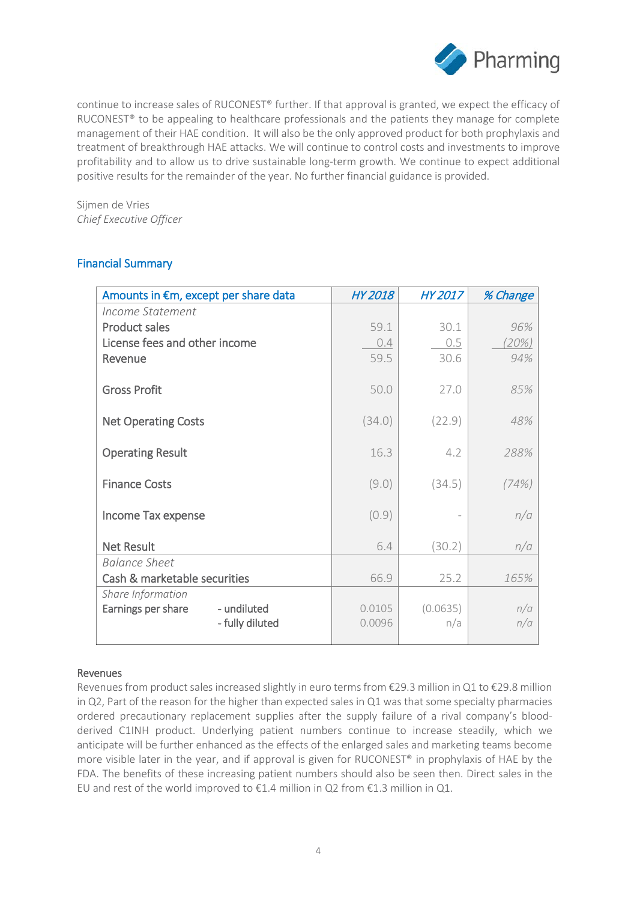continue to increase sales of RUCONEST® further. If that approval is granted, we expect the efficacy of RUCONEST® to be appealing to healthcare professionals and the patients they manage for complete management of their HAE condition. It will also be the only approved product for both prophylaxis and treatment of breakthrough HAE attacks. We will continue to control costs and investments to improve profitability and to allow us to drive sustainable long-term growth. We continue to expect additional positive results for the remainder of the year. No further financial guidance is provided.

Sijmen de Vries
*Chief Executive Officer*

## Financial Summary

| Amounts in €m, except per share data | | *HY 2018* | *HY 2017* | *% Change* |
|---|---|---|---|---|
| *Income Statement* | | | | |
| Product sales | | 59.1 | 30.1 | *96%* |
| License fees and other income | | 0.4 | 0.5 | *(20%)* |
| Revenue | | 59.5 | 30.6 | *94%* |
| Gross Profit | | 50.0 | 27.0 | *85%* |
| Net Operating Costs | | (34.0) | (22.9) | *48%* |
| Operating Result | | 16.3 | 4.2 | *288%* |
| Finance Costs | | (9.0) | (34.5) | *(74%)* |
| Income Tax expense | | (0.9) | - | *n/a* |
| Net Result | | 6.4 | (30.2) | *n/a* |
| *Balance Sheet* | | | | |
| Cash & marketable securities | | 66.9 | 25.2 | *165%* |
| *Share Information* | | | | |
| Earnings per share | - undiluted | 0.0105 | (0.0635) | *n/a* |
| | - fully diluted | 0.0096 | n/a | *n/a* |

Revenues

Revenues from product sales increased slightly in euro terms from €29.3 million in Q1 to €29.8 million in Q2, Part of the reason for the higher than expected sales in Q1 was that some specialty pharmacies ordered precautionary replacement supplies after the supply failure of a rival company's blood-derived C1INH product. Underlying patient numbers continue to increase steadily, which we anticipate will be further enhanced as the effects of the enlarged sales and marketing teams become more visible later in the year, and if approval is given for RUCONEST® in prophylaxis of HAE by the FDA. The benefits of these increasing patient numbers should also be seen then. Direct sales in the EU and rest of the world improved to €1.4 million in Q2 from €1.3 million in Q1.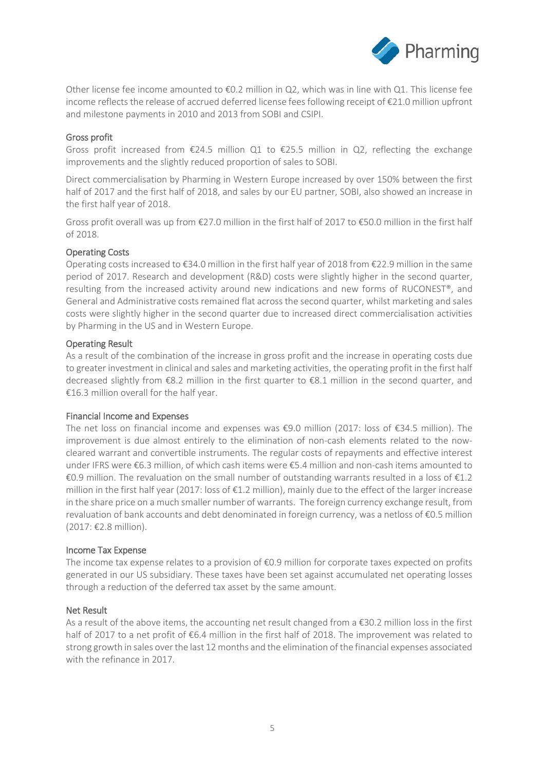Other license fee income amounted to €0.2 million in Q2, which was in line with Q1. This license fee income reflects the release of accrued deferred license fees following receipt of €21.0 million upfront and milestone payments in 2010 and 2013 from SOBI and CSIPI.

## Gross profit

Gross profit increased from €24.5 million Q1 to €25.5 million in Q2, reflecting the exchange improvements and the slightly reduced proportion of sales to SOBI.

Direct commercialisation by Pharming in Western Europe increased by over 150% between the first half of 2017 and the first half of 2018, and sales by our EU partner, SOBI, also showed an increase in the first half year of 2018.

Gross profit overall was up from €27.0 million in the first half of 2017 to €50.0 million in the first half of 2018.

## Operating Costs

Operating costs increased to €34.0 million in the first half year of 2018 from €22.9 million in the same period of 2017. Research and development (R&D) costs were slightly higher in the second quarter, resulting from the increased activity around new indications and new forms of RUCONEST®, and General and Administrative costs remained flat across the second quarter, whilst marketing and sales costs were slightly higher in the second quarter due to increased direct commercialisation activities by Pharming in the US and in Western Europe.

## Operating Result

As a result of the combination of the increase in gross profit and the increase in operating costs due to greater investment in clinical and sales and marketing activities, the operating profit in the first half decreased slightly from €8.2 million in the first quarter to €8.1 million in the second quarter, and €16.3 million overall for the half year.

## Financial Income and Expenses

The net loss on financial income and expenses was €9.0 million (2017: loss of €34.5 million). The improvement is due almost entirely to the elimination of non-cash elements related to the now-cleared warrant and convertible instruments. The regular costs of repayments and effective interest under IFRS were €6.3 million, of which cash items were €5.4 million and non-cash items amounted to €0.9 million. The revaluation on the small number of outstanding warrants resulted in a loss of €1.2 million in the first half year (2017: loss of €1.2 million), mainly due to the effect of the larger increase in the share price on a much smaller number of warrants. The foreign currency exchange result, from revaluation of bank accounts and debt denominated in foreign currency, was a netloss of €0.5 million (2017: €2.8 million).

## Income Tax Expense

The income tax expense relates to a provision of €0.9 million for corporate taxes expected on profits generated in our US subsidiary. These taxes have been set against accumulated net operating losses through a reduction of the deferred tax asset by the same amount.

## Net Result

As a result of the above items, the accounting net result changed from a €30.2 million loss in the first half of 2017 to a net profit of €6.4 million in the first half of 2018. The improvement was related to strong growth in sales over the last 12 months and the elimination of the financial expenses associated with the refinance in 2017.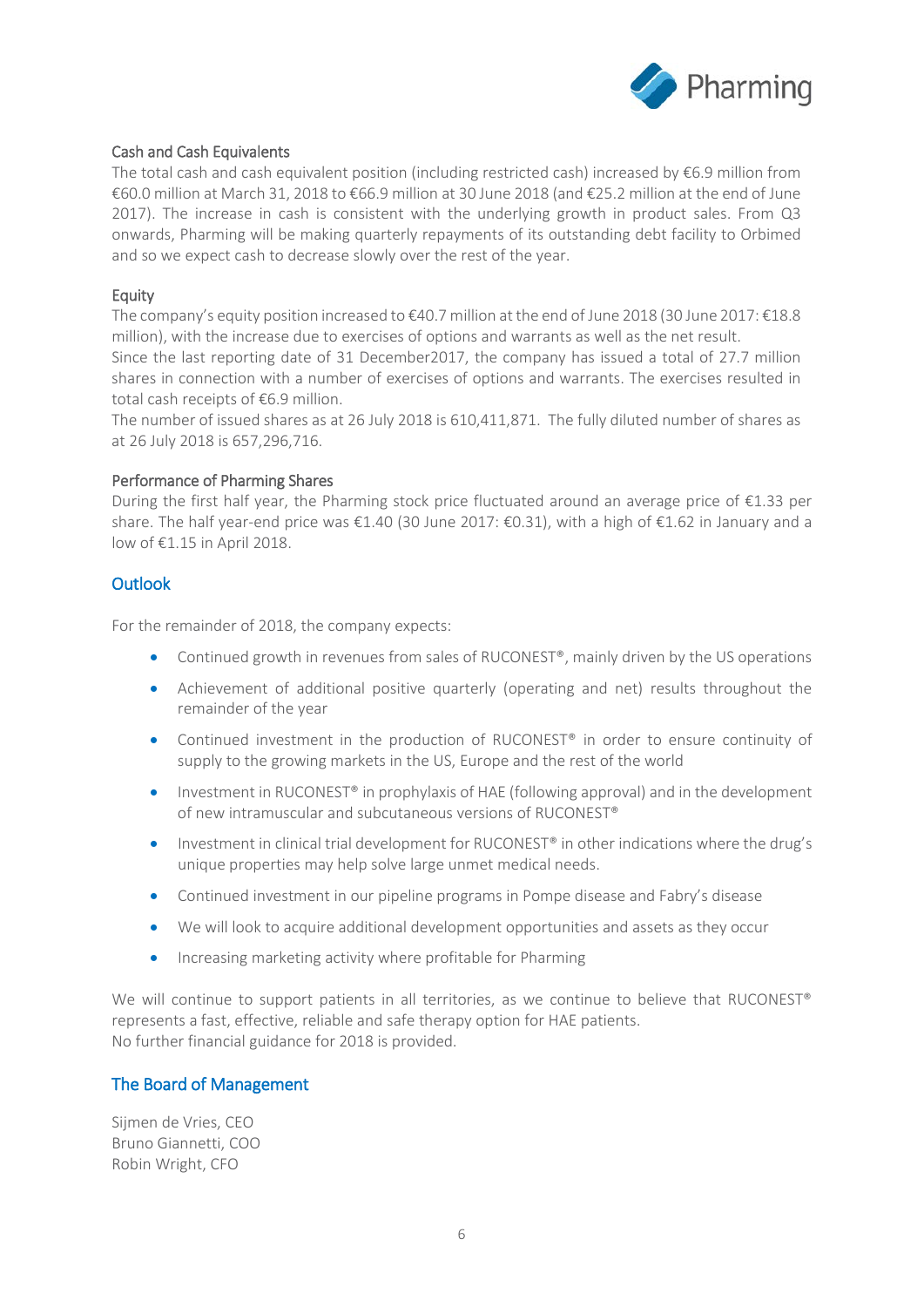### Cash and Cash Equivalents

The total cash and cash equivalent position (including restricted cash) increased by €6.9 million from €60.0 million at March 31, 2018 to €66.9 million at 30 June 2018 (and €25.2 million at the end of June 2017). The increase in cash is consistent with the underlying growth in product sales. From Q3 onwards, Pharming will be making quarterly repayments of its outstanding debt facility to Orbimed and so we expect cash to decrease slowly over the rest of the year.

### Equity

The company's equity position increased to €40.7 million at the end of June 2018 (30 June 2017: €18.8 million), with the increase due to exercises of options and warrants as well as the net result.

Since the last reporting date of 31 December2017, the company has issued a total of 27.7 million shares in connection with a number of exercises of options and warrants. The exercises resulted in total cash receipts of €6.9 million.

The number of issued shares as at 26 July 2018 is 610,411,871. The fully diluted number of shares as at 26 July 2018 is 657,296,716.

### Performance of Pharming Shares

During the first half year, the Pharming stock price fluctuated around an average price of €1.33 per share. The half year-end price was €1.40 (30 June 2017: €0.31), with a high of €1.62 in January and a low of €1.15 in April 2018.

## Outlook

For the remainder of 2018, the company expects:

- Continued growth in revenues from sales of RUCONEST®, mainly driven by the US operations
- Achievement of additional positive quarterly (operating and net) results throughout the remainder of the year
- Continued investment in the production of RUCONEST® in order to ensure continuity of supply to the growing markets in the US, Europe and the rest of the world
- Investment in RUCONEST® in prophylaxis of HAE (following approval) and in the development of new intramuscular and subcutaneous versions of RUCONEST®
- Investment in clinical trial development for RUCONEST® in other indications where the drug's unique properties may help solve large unmet medical needs.
- Continued investment in our pipeline programs in Pompe disease and Fabry's disease
- We will look to acquire additional development opportunities and assets as they occur
- Increasing marketing activity where profitable for Pharming

We will continue to support patients in all territories, as we continue to believe that RUCONEST® represents a fast, effective, reliable and safe therapy option for HAE patients.
No further financial guidance for 2018 is provided.

## The Board of Management

Sijmen de Vries, CEO
Bruno Giannetti, COO
Robin Wright, CFO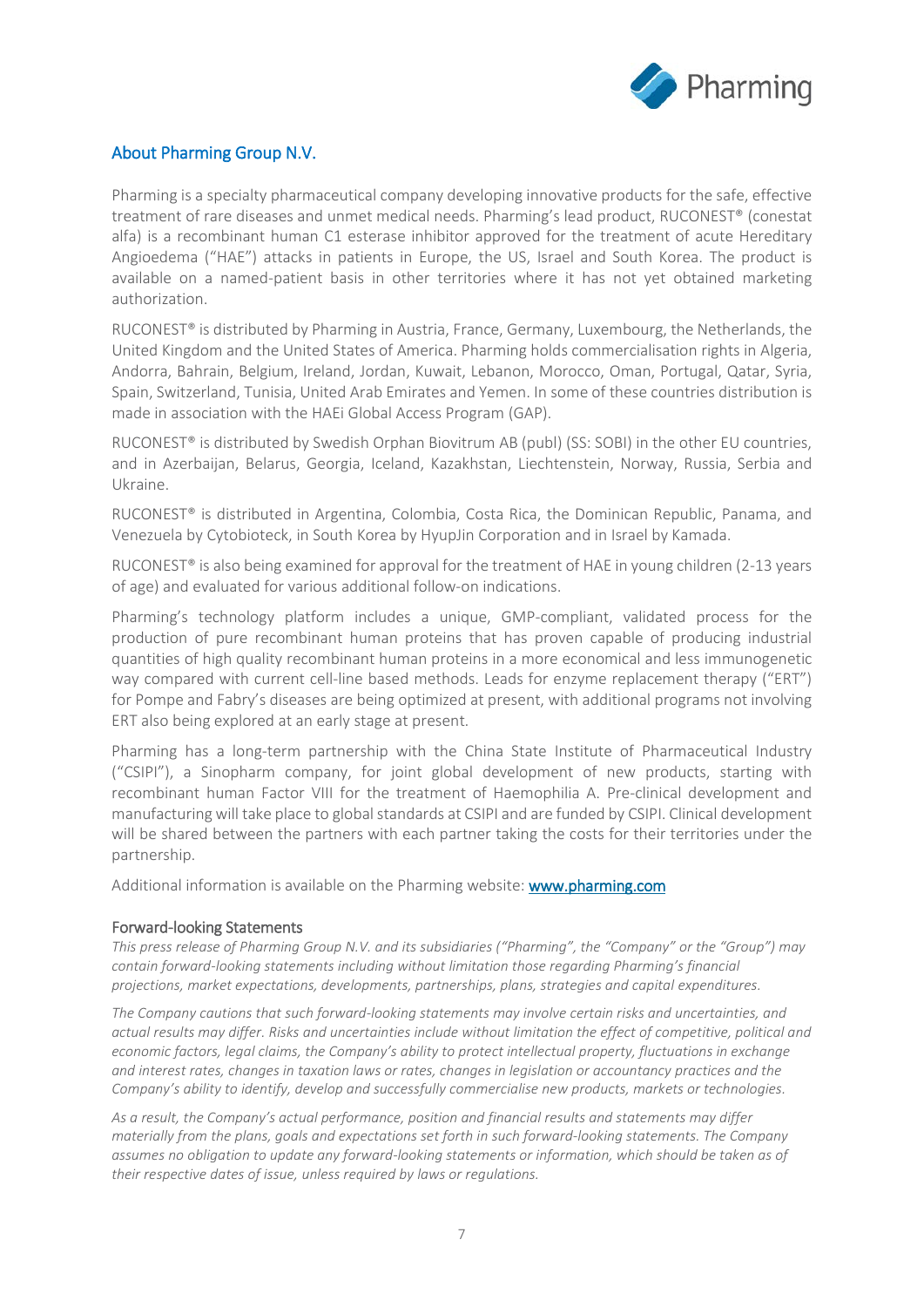## About Pharming Group N.V.

Pharming is a specialty pharmaceutical company developing innovative products for the safe, effective treatment of rare diseases and unmet medical needs. Pharming's lead product, RUCONEST® (conestat alfa) is a recombinant human C1 esterase inhibitor approved for the treatment of acute Hereditary Angioedema ("HAE") attacks in patients in Europe, the US, Israel and South Korea. The product is available on a named-patient basis in other territories where it has not yet obtained marketing authorization.

RUCONEST® is distributed by Pharming in Austria, France, Germany, Luxembourg, the Netherlands, the United Kingdom and the United States of America. Pharming holds commercialisation rights in Algeria, Andorra, Bahrain, Belgium, Ireland, Jordan, Kuwait, Lebanon, Morocco, Oman, Portugal, Qatar, Syria, Spain, Switzerland, Tunisia, United Arab Emirates and Yemen. In some of these countries distribution is made in association with the HAEi Global Access Program (GAP).

RUCONEST® is distributed by Swedish Orphan Biovitrum AB (publ) (SS: SOBI) in the other EU countries, and in Azerbaijan, Belarus, Georgia, Iceland, Kazakhstan, Liechtenstein, Norway, Russia, Serbia and Ukraine.

RUCONEST® is distributed in Argentina, Colombia, Costa Rica, the Dominican Republic, Panama, and Venezuela by Cytobioteck, in South Korea by HyupJin Corporation and in Israel by Kamada.

RUCONEST® is also being examined for approval for the treatment of HAE in young children (2-13 years of age) and evaluated for various additional follow-on indications.

Pharming's technology platform includes a unique, GMP-compliant, validated process for the production of pure recombinant human proteins that has proven capable of producing industrial quantities of high quality recombinant human proteins in a more economical and less immunogenetic way compared with current cell-line based methods. Leads for enzyme replacement therapy ("ERT") for Pompe and Fabry's diseases are being optimized at present, with additional programs not involving ERT also being explored at an early stage at present.

Pharming has a long-term partnership with the China State Institute of Pharmaceutical Industry ("CSIPI"), a Sinopharm company, for joint global development of new products, starting with recombinant human Factor VIII for the treatment of Haemophilia A. Pre-clinical development and manufacturing will take place to global standards at CSIPI and are funded by CSIPI. Clinical development will be shared between the partners with each partner taking the costs for their territories under the partnership.

Additional information is available on the Pharming website: [www.pharming.com](http://www.pharming.com)

### Forward-looking Statements

*This press release of Pharming Group N.V. and its subsidiaries ("Pharming", the "Company" or the "Group") may contain forward-looking statements including without limitation those regarding Pharming's financial projections, market expectations, developments, partnerships, plans, strategies and capital expenditures.*

*The Company cautions that such forward-looking statements may involve certain risks and uncertainties, and actual results may differ. Risks and uncertainties include without limitation the effect of competitive, political and economic factors, legal claims, the Company's ability to protect intellectual property, fluctuations in exchange and interest rates, changes in taxation laws or rates, changes in legislation or accountancy practices and the Company's ability to identify, develop and successfully commercialise new products, markets or technologies.*

*As a result, the Company's actual performance, position and financial results and statements may differ materially from the plans, goals and expectations set forth in such forward-looking statements. The Company assumes no obligation to update any forward-looking statements or information, which should be taken as of their respective dates of issue, unless required by laws or regulations.*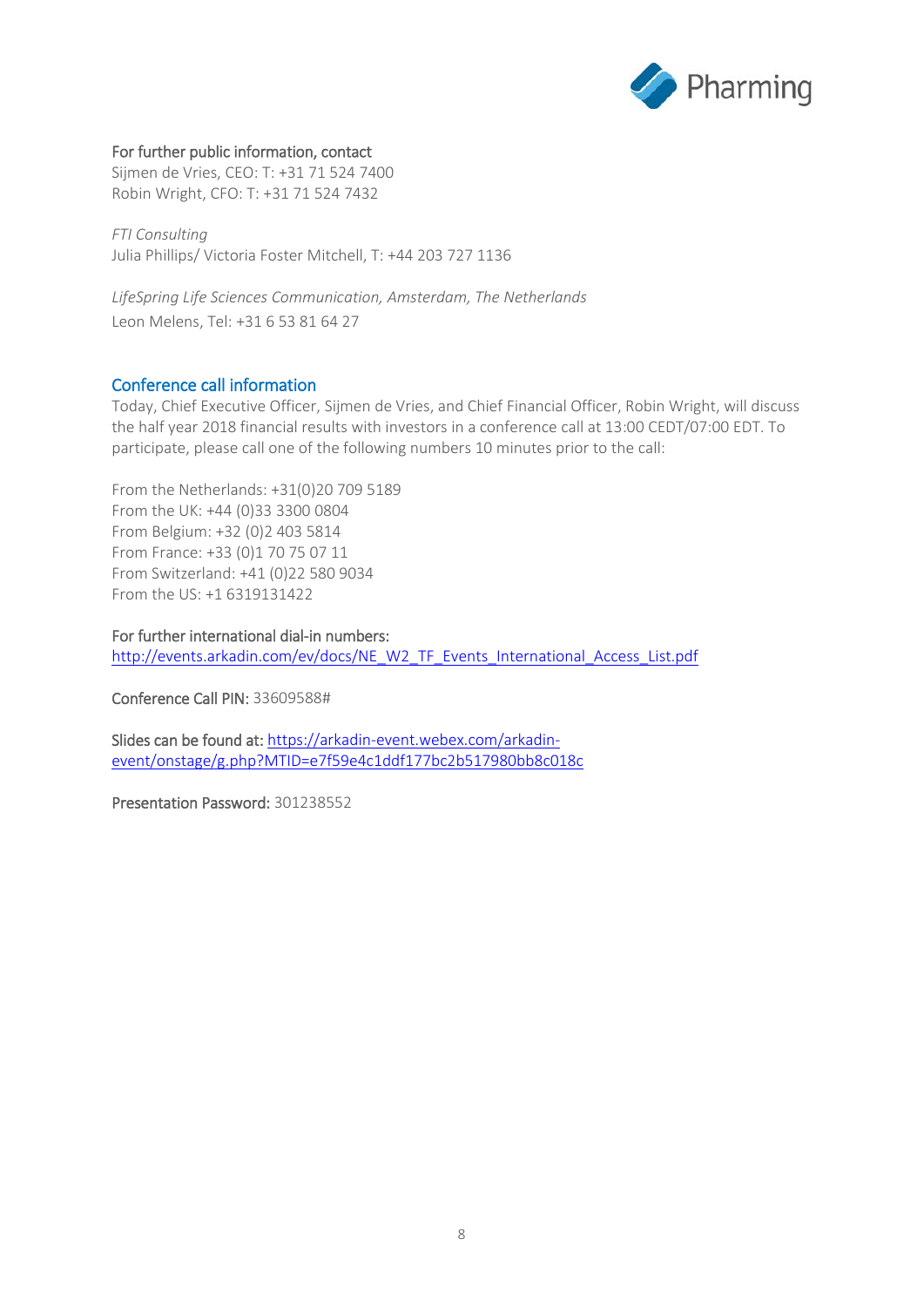**For further public information, contact**
Sijmen de Vries, CEO: T: +31 71 524 7400
Robin Wright, CFO: T: +31 71 524 7432

*FTI Consulting*
Julia Phillips/ Victoria Foster Mitchell, T: +44 203 727 1136

*LifeSpring Life Sciences Communication, Amsterdam, The Netherlands*
Leon Melens, Tel: +31 6 53 81 64 27

## Conference call information

Today, Chief Executive Officer, Sijmen de Vries, and Chief Financial Officer, Robin Wright, will discuss the half year 2018 financial results with investors in a conference call at 13:00 CEDT/07:00 EDT. To participate, please call one of the following numbers 10 minutes prior to the call:

From the Netherlands: +31(0)20 709 5189
From the UK: +44 (0)33 3300 0804
From Belgium: +32 (0)2 403 5814
From France: +33 (0)1 70 75 07 11
From Switzerland: +41 (0)22 580 9034
From the US: +1 6319131422

**For further international dial-in numbers:**
http://events.arkadin.com/ev/docs/NE_W2_TF_Events_International_Access_List.pdf

**Conference Call PIN:** 33609588#

**Slides can be found at:** https://arkadin-event.webex.com/arkadin-event/onstage/g.php?MTID=e7f59e4c1ddf177bc2b517980bb8c018c

**Presentation Password:** 301238552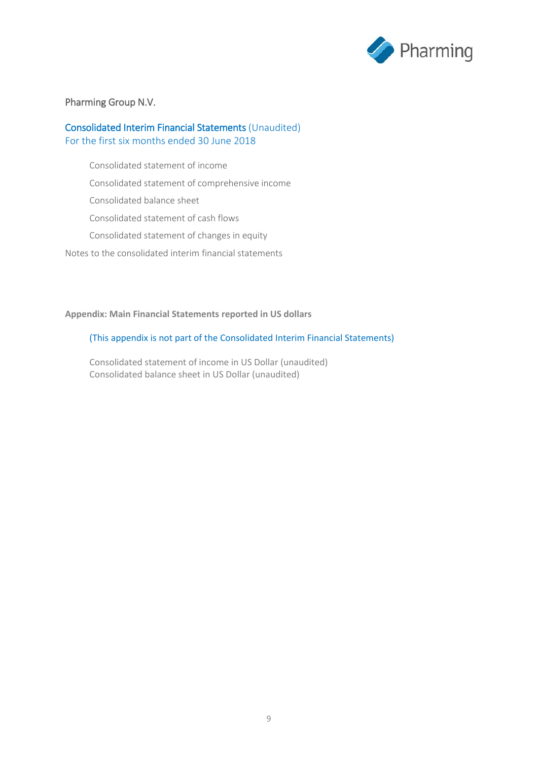Pharming Group N.V.

## Consolidated Interim Financial Statements (Unaudited)
For the first six months ended 30 June 2018

- Consolidated statement of income
- Consolidated statement of comprehensive income
- Consolidated balance sheet
- Consolidated statement of cash flows
- Consolidated statement of changes in equity

Notes to the consolidated interim financial statements

**Appendix: Main Financial Statements reported in US dollars**

(This appendix is not part of the Consolidated Interim Financial Statements)

Consolidated statement of income in US Dollar (unaudited)
Consolidated balance sheet in US Dollar (unaudited)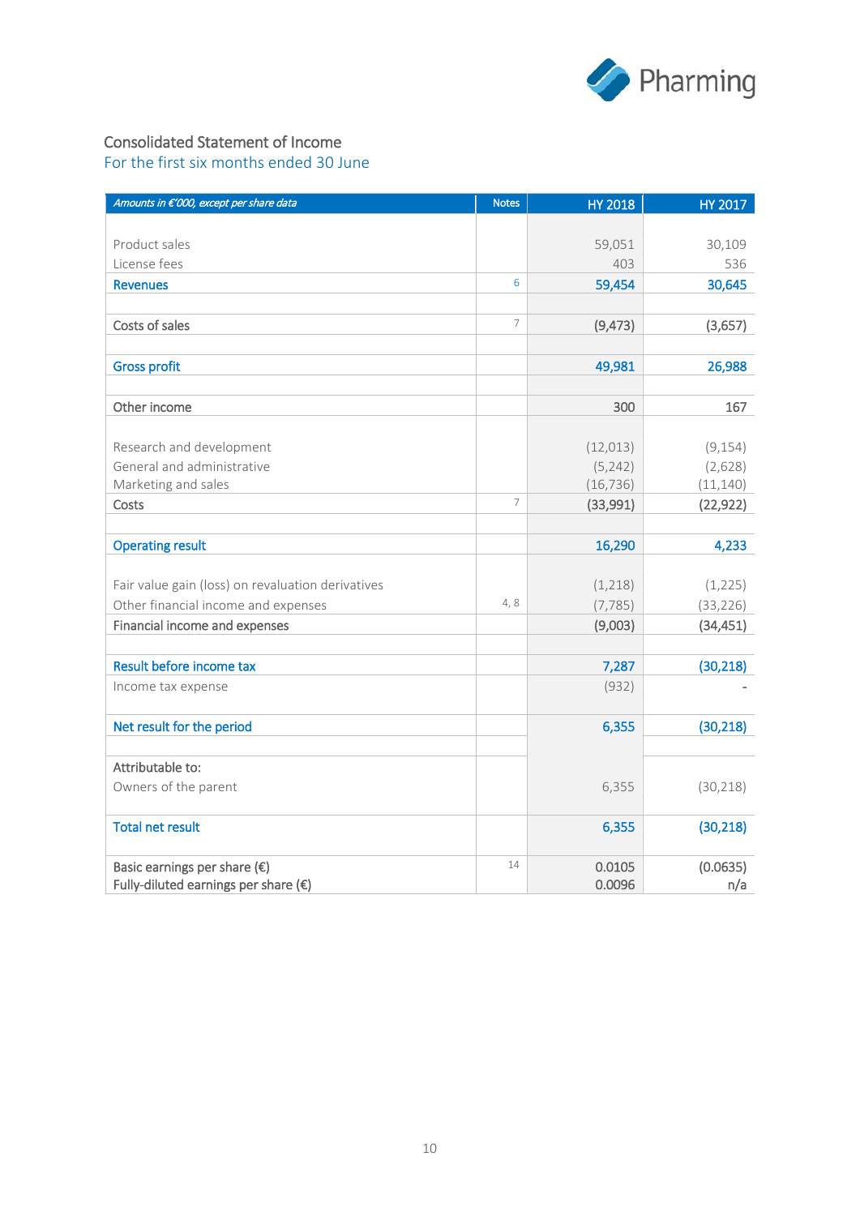## Consolidated Statement of Income

### For the first six months ended 30 June

| *Amounts in €'000, except per share data* | Notes | HY 2018 | HY 2017 |
|---|---|---|---|
| Product sales | | 59,051 | 30,109 |
| License fees | | 403 | 536 |
| **Revenues** | 6 | **59,454** | **30,645** |
| | | | |
| Costs of sales | 7 | (9,473) | (3,657) |
| | | | |
| **Gross profit** | | **49,981** | **26,988** |
| | | | |
| Other income | | 300 | 167 |
| | | | |
| Research and development | | (12,013) | (9,154) |
| General and administrative | | (5,242) | (2,628) |
| Marketing and sales | | (16,736) | (11,140) |
| Costs | 7 | (33,991) | (22,922) |
| | | | |
| **Operating result** | | **16,290** | **4,233** |
| | | | |
| Fair value gain (loss) on revaluation derivatives | | (1,218) | (1,225) |
| Other financial income and expenses | 4, 8 | (7,785) | (33,226) |
| Financial income and expenses | | (9,003) | (34,451) |
| | | | |
| **Result before income tax** | | **7,287** | **(30,218)** |
| Income tax expense | | (932) | - |
| | | | |
| **Net result for the period** | | **6,355** | **(30,218)** |
| | | | |
| Attributable to: | | | |
| Owners of the parent | | 6,355 | (30,218) |
| | | | |
| **Total net result** | | **6,355** | **(30,218)** |
| | | | |
| Basic earnings per share (€) | 14 | 0.0105 | (0.0635) |
| Fully-diluted earnings per share (€) | | 0.0096 | n/a |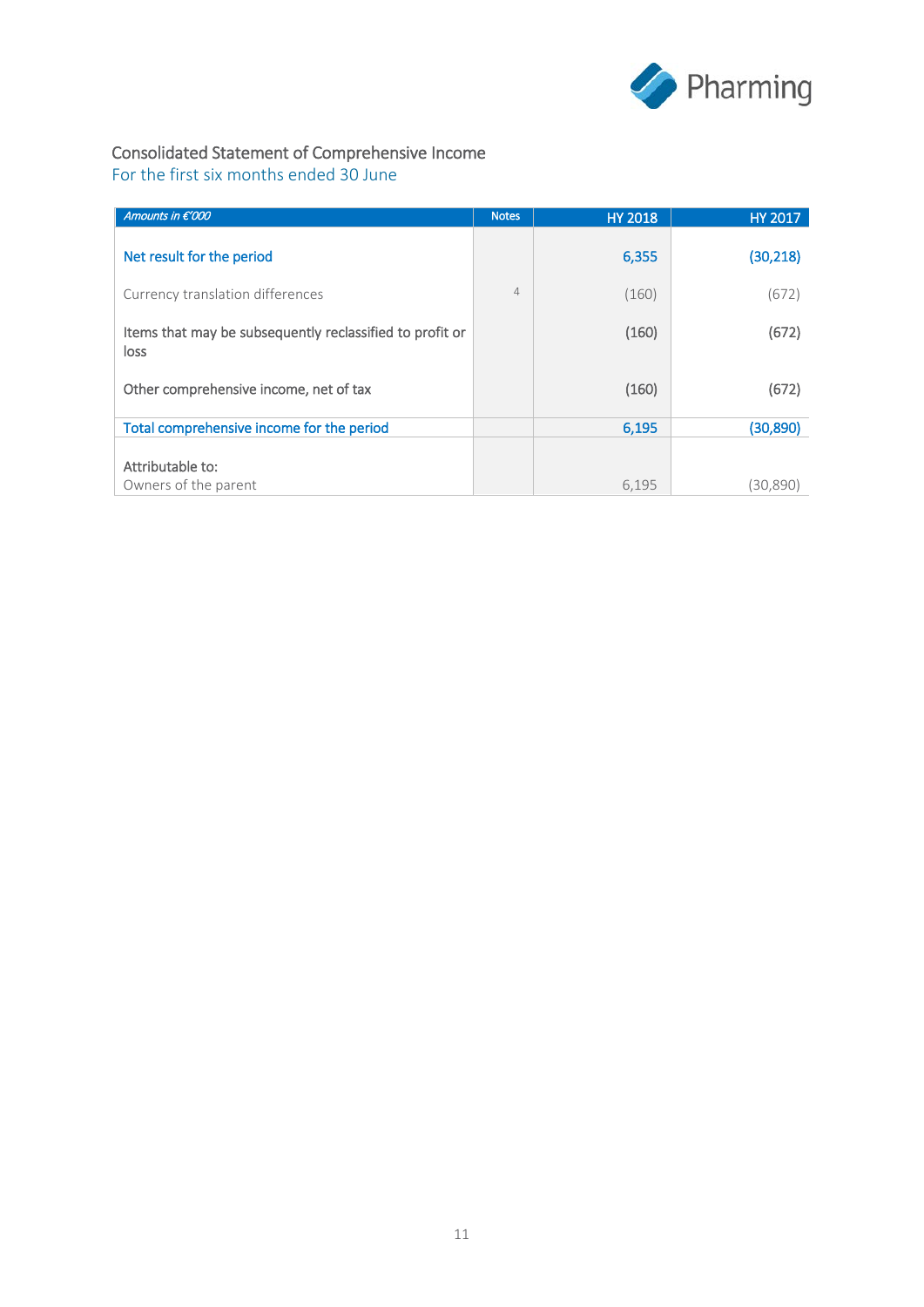## Consolidated Statement of Comprehensive Income

For the first six months ended 30 June

| *Amounts in €'000* | Notes | HY 2018 | HY 2017 |
|---|---|---|---|
| Net result for the period | | 6,355 | (30,218) |
| Currency translation differences | 4 | (160) | (672) |
| Items that may be subsequently reclassified to profit or loss | | (160) | (672) |
| Other comprehensive income, net of tax | | (160) | (672) |
| Total comprehensive income for the period | | 6,195 | (30,890) |
| Attributable to: | | | |
| Owners of the parent | | 6,195 | (30,890) |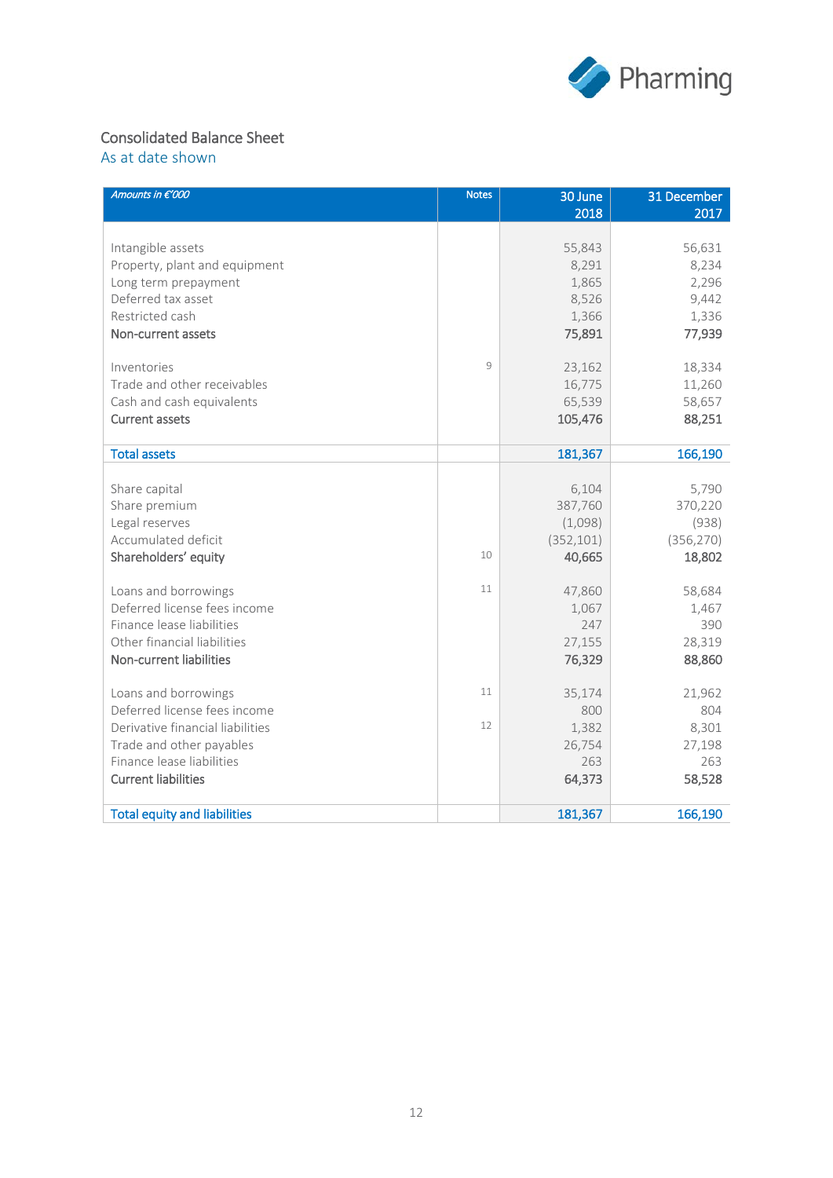## Consolidated Balance Sheet

As at date shown

| *Amounts in €'000* | Notes | 30 June 2018 | 31 December 2017 |
|---|---|---|---|
| Intangible assets | | 55,843 | 56,631 |
| Property, plant and equipment | | 8,291 | 8,234 |
| Long term prepayment | | 1,865 | 2,296 |
| Deferred tax asset | | 8,526 | 9,442 |
| Restricted cash | | 1,366 | 1,336 |
| **Non-current assets** | | **75,891** | **77,939** |
| Inventories | 9 | 23,162 | 18,334 |
| Trade and other receivables | | 16,775 | 11,260 |
| Cash and cash equivalents | | 65,539 | 58,657 |
| **Current assets** | | **105,476** | **88,251** |
| **Total assets** | | **181,367** | **166,190** |
| Share capital | | 6,104 | 5,790 |
| Share premium | | 387,760 | 370,220 |
| Legal reserves | | (1,098) | (938) |
| Accumulated deficit | | (352,101) | (356,270) |
| **Shareholders' equity** | 10 | **40,665** | **18,802** |
| Loans and borrowings | 11 | 47,860 | 58,684 |
| Deferred license fees income | | 1,067 | 1,467 |
| Finance lease liabilities | | 247 | 390 |
| Other financial liabilities | | 27,155 | 28,319 |
| **Non-current liabilities** | | **76,329** | **88,860** |
| Loans and borrowings | 11 | 35,174 | 21,962 |
| Deferred license fees income | | 800 | 804 |
| Derivative financial liabilities | 12 | 1,382 | 8,301 |
| Trade and other payables | | 26,754 | 27,198 |
| Finance lease liabilities | | 263 | 263 |
| **Current liabilities** | | **64,373** | **58,528** |
| **Total equity and liabilities** | | **181,367** | **166,190** |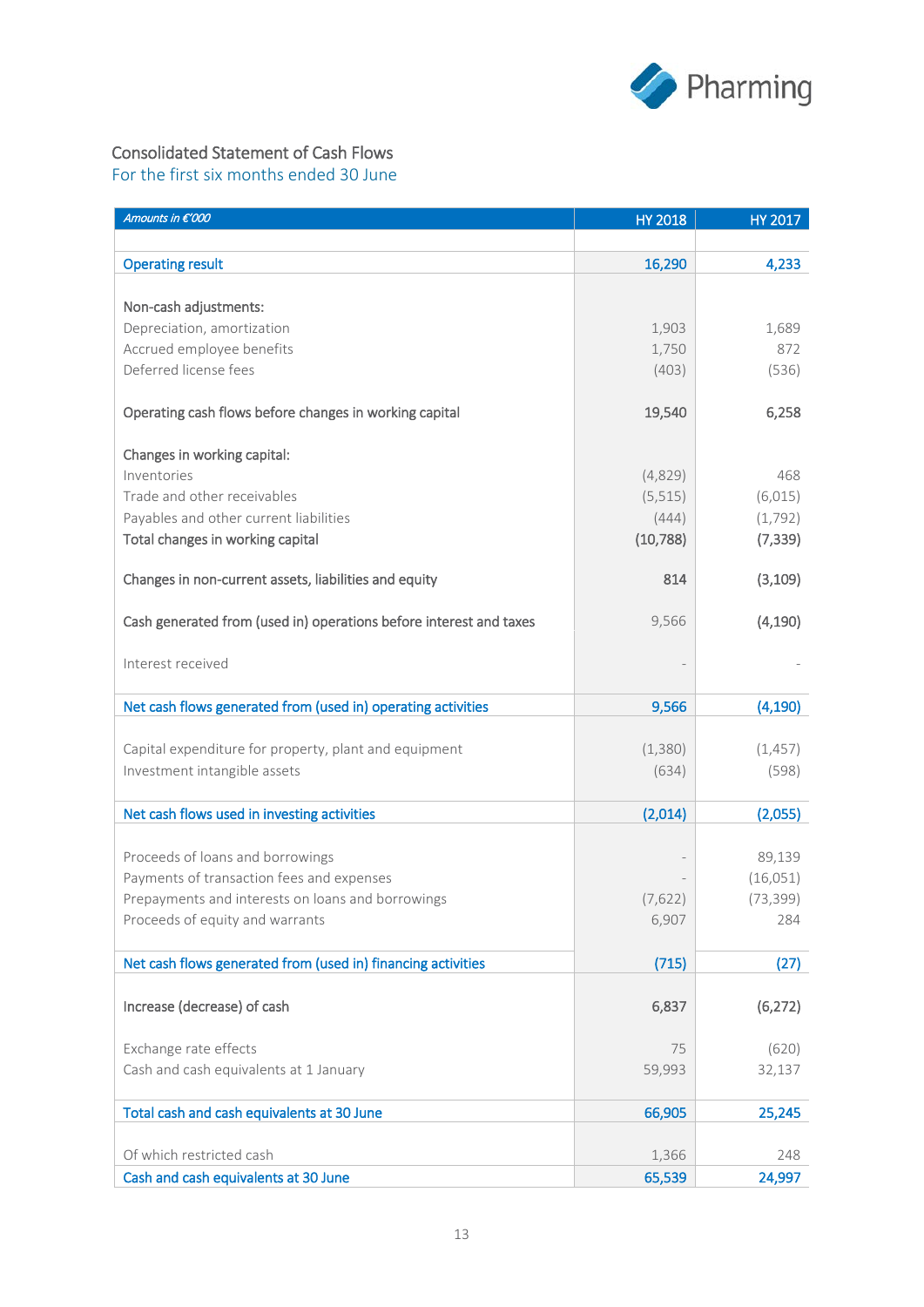## Consolidated Statement of Cash Flows

### For the first six months ended 30 June

| *Amounts in €'000* | HY 2018 | HY 2017 |
|---|---|---|
| **Operating result** | **16,290** | **4,233** |
| Non-cash adjustments: | | |
| Depreciation, amortization | 1,903 | 1,689 |
| Accrued employee benefits | 1,750 | 872 |
| Deferred license fees | (403) | (536) |
| Operating cash flows before changes in working capital | 19,540 | 6,258 |
| Changes in working capital: | | |
| Inventories | (4,829) | 468 |
| Trade and other receivables | (5,515) | (6,015) |
| Payables and other current liabilities | (444) | (1,792) |
| Total changes in working capital | (10,788) | (7,339) |
| Changes in non-current assets, liabilities and equity | 814 | (3,109) |
| Cash generated from (used in) operations before interest and taxes | 9,566 | (4,190) |
| Interest received | - | - |
| **Net cash flows generated from (used in) operating activities** | **9,566** | **(4,190)** |
| Capital expenditure for property, plant and equipment | (1,380) | (1,457) |
| Investment intangible assets | (634) | (598) |
| **Net cash flows used in investing activities** | **(2,014)** | **(2,055)** |
| Proceeds of loans and borrowings | - | 89,139 |
| Payments of transaction fees and expenses | - | (16,051) |
| Prepayments and interests on loans and borrowings | (7,622) | (73,399) |
| Proceeds of equity and warrants | 6,907 | 284 |
| **Net cash flows generated from (used in) financing activities** | **(715)** | **(27)** |
| Increase (decrease) of cash | 6,837 | (6,272) |
| Exchange rate effects | 75 | (620) |
| Cash and cash equivalents at 1 January | 59,993 | 32,137 |
| **Total cash and cash equivalents at 30 June** | **66,905** | **25,245** |
| Of which restricted cash | 1,366 | 248 |
| **Cash and cash equivalents at 30 June** | **65,539** | **24,997** |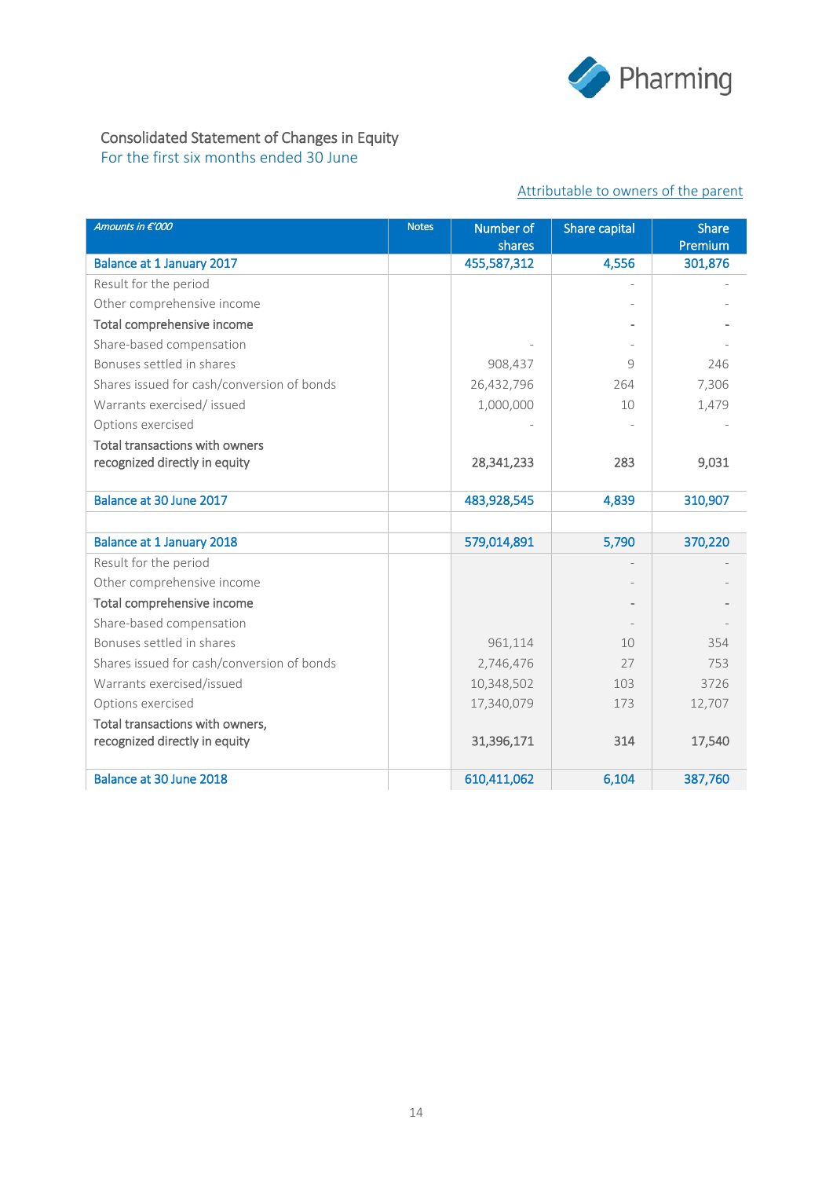## Consolidated Statement of Changes in Equity

For the first six months ended 30 June

Attributable to owners of the parent

| *Amounts in €'000* | Notes | Number of shares | Share capital | Share Premium |
|---|---|---|---|---|
| Balance at 1 January 2017 | | 455,587,312 | 4,556 | 301,876 |
| Result for the period | | | - | - |
| Other comprehensive income | | | - | - |
| Total comprehensive income | | | - | - |
| Share-based compensation | | - | - | - |
| Bonuses settled in shares | | 908,437 | 9 | 246 |
| Shares issued for cash/conversion of bonds | | 26,432,796 | 264 | 7,306 |
| Warrants exercised/ issued | | 1,000,000 | 10 | 1,479 |
| Options exercised | | - | - | - |
| Total transactions with owners recognized directly in equity | | 28,341,233 | 283 | 9,031 |
| Balance at 30 June 2017 | | 483,928,545 | 4,839 | 310,907 |
| | | | | |
| Balance at 1 January 2018 | | 579,014,891 | 5,790 | 370,220 |
| Result for the period | | | - | - |
| Other comprehensive income | | | - | - |
| Total comprehensive income | | | - | - |
| Share-based compensation | | | - | - |
| Bonuses settled in shares | | 961,114 | 10 | 354 |
| Shares issued for cash/conversion of bonds | | 2,746,476 | 27 | 753 |
| Warrants exercised/issued | | 10,348,502 | 103 | 3726 |
| Options exercised | | 17,340,079 | 173 | 12,707 |
| Total transactions with owners, recognized directly in equity | | 31,396,171 | 314 | 17,540 |
| Balance at 30 June 2018 | | 610,411,062 | 6,104 | 387,760 |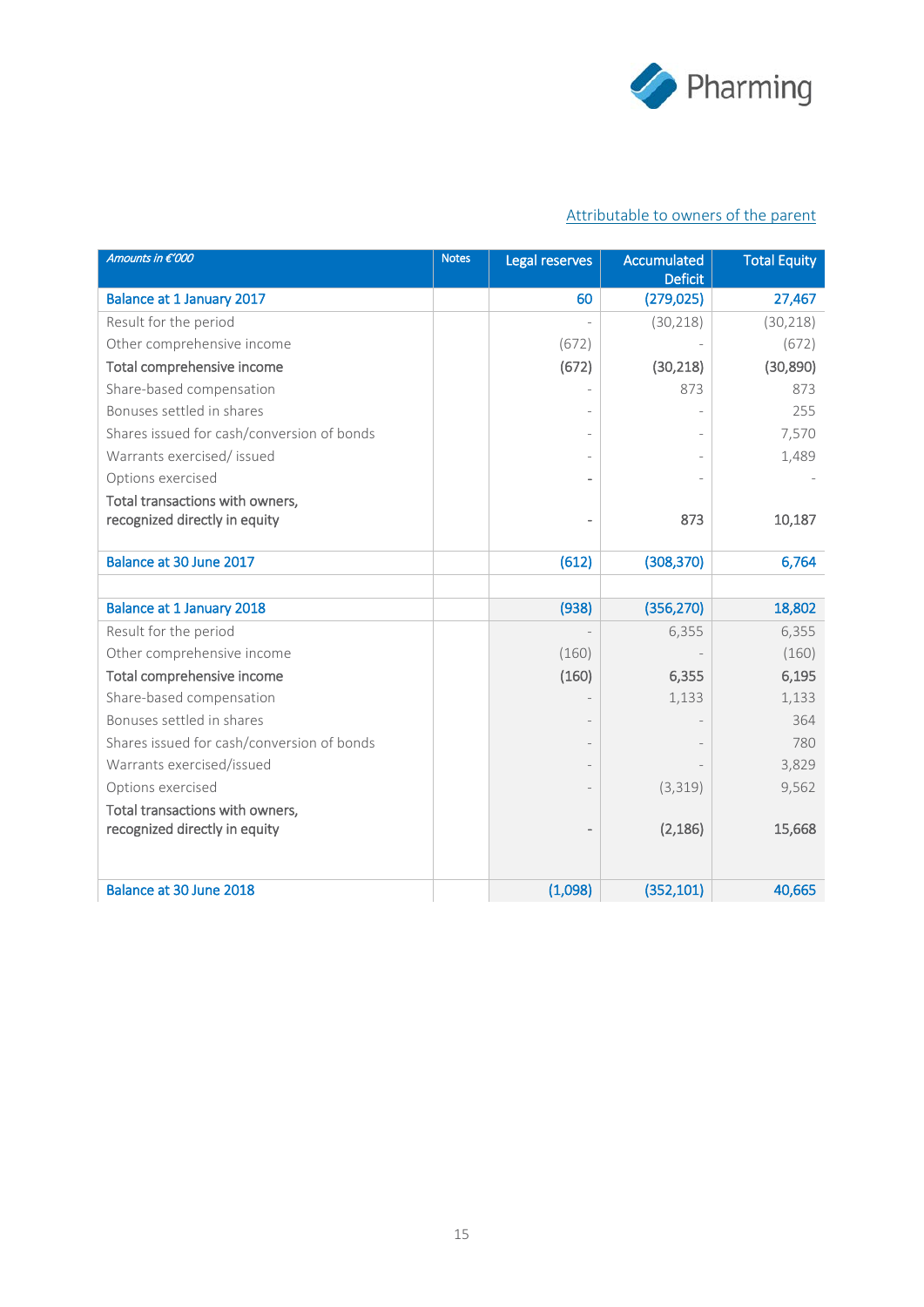Attributable to owners of the parent

| *Amounts in €'000* | Notes | Legal reserves | Accumulated Deficit | Total Equity |
|---|---|---|---|---|
| Balance at 1 January 2017 | | 60 | (279,025) | 27,467 |
| Result for the period | | - | (30,218) | (30,218) |
| Other comprehensive income | | (672) | - | (672) |
| Total comprehensive income | | (672) | (30,218) | (30,890) |
| Share-based compensation | | - | 873 | 873 |
| Bonuses settled in shares | | - | - | 255 |
| Shares issued for cash/conversion of bonds | | - | - | 7,570 |
| Warrants exercised/ issued | | - | - | 1,489 |
| Options exercised | | - | - | - |
| Total transactions with owners, recognized directly in equity | | - | 873 | 10,187 |
| Balance at 30 June 2017 | | (612) | (308,370) | 6,764 |
| | | | | |
| Balance at 1 January 2018 | | (938) | (356,270) | 18,802 |
| Result for the period | | - | 6,355 | 6,355 |
| Other comprehensive income | | (160) | - | (160) |
| Total comprehensive income | | (160) | 6,355 | 6,195 |
| Share-based compensation | | - | 1,133 | 1,133 |
| Bonuses settled in shares | | - | - | 364 |
| Shares issued for cash/conversion of bonds | | - | - | 780 |
| Warrants exercised/issued | | - | - | 3,829 |
| Options exercised | | - | (3,319) | 9,562 |
| Total transactions with owners, recognized directly in equity | | - | (2,186) | 15,668 |
| Balance at 30 June 2018 | | (1,098) | (352,101) | 40,665 |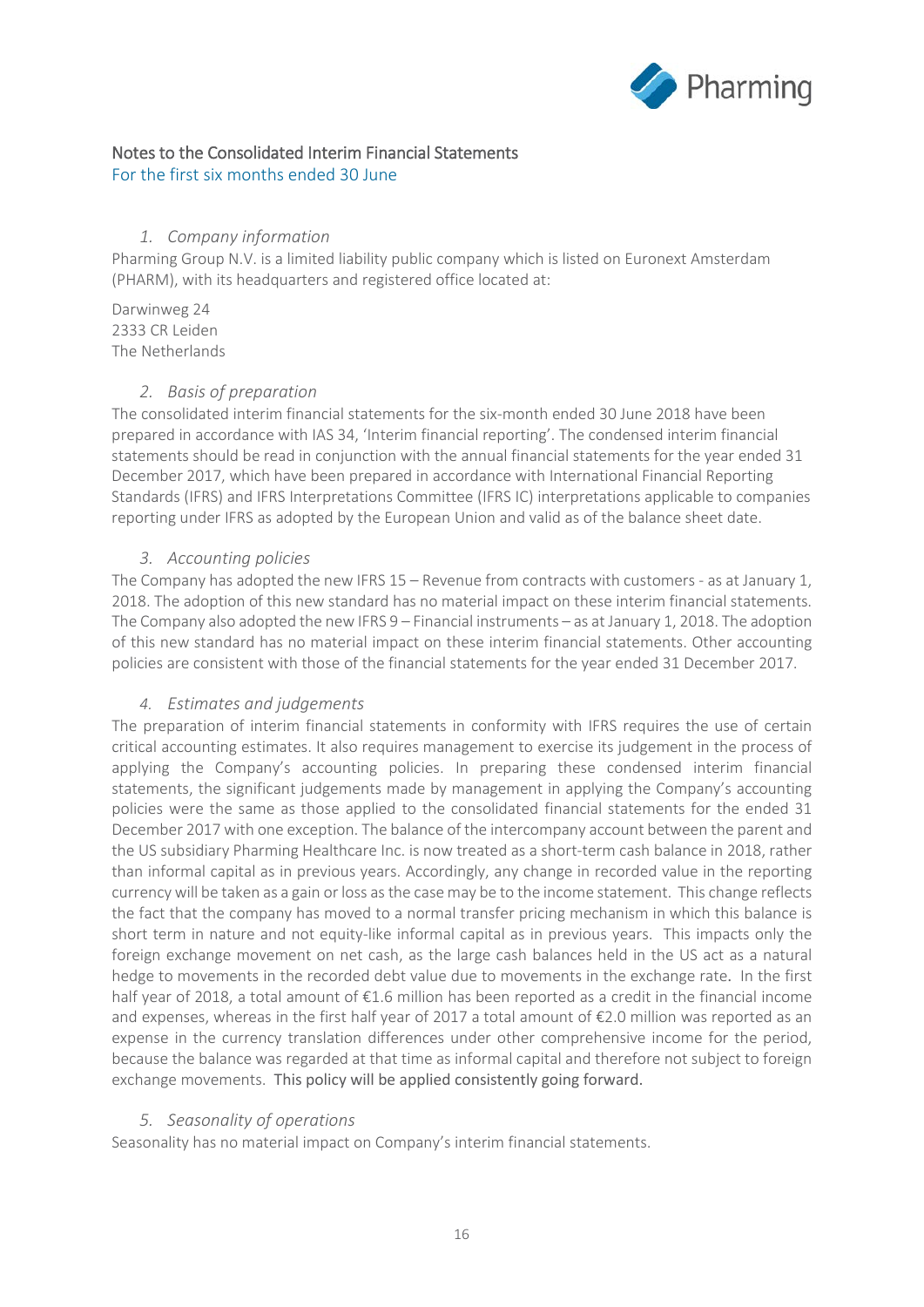# Notes to the Consolidated Interim Financial Statements

For the first six months ended 30 June

### 1. *Company information*

Pharming Group N.V. is a limited liability public company which is listed on Euronext Amsterdam (PHARM), with its headquarters and registered office located at:

Darwinweg 24
2333 CR Leiden
The Netherlands

### 2. *Basis of preparation*

The consolidated interim financial statements for the six-month ended 30 June 2018 have been prepared in accordance with IAS 34, 'Interim financial reporting'. The condensed interim financial statements should be read in conjunction with the annual financial statements for the year ended 31 December 2017, which have been prepared in accordance with International Financial Reporting Standards (IFRS) and IFRS Interpretations Committee (IFRS IC) interpretations applicable to companies reporting under IFRS as adopted by the European Union and valid as of the balance sheet date.

### 3. *Accounting policies*

The Company has adopted the new IFRS 15 – Revenue from contracts with customers - as at January 1, 2018. The adoption of this new standard has no material impact on these interim financial statements. The Company also adopted the new IFRS 9 – Financial instruments – as at January 1, 2018. The adoption of this new standard has no material impact on these interim financial statements. Other accounting policies are consistent with those of the financial statements for the year ended 31 December 2017.

### 4. *Estimates and judgements*

The preparation of interim financial statements in conformity with IFRS requires the use of certain critical accounting estimates. It also requires management to exercise its judgement in the process of applying the Company's accounting policies. In preparing these condensed interim financial statements, the significant judgements made by management in applying the Company's accounting policies were the same as those applied to the consolidated financial statements for the ended 31 December 2017 with one exception. The balance of the intercompany account between the parent and the US subsidiary Pharming Healthcare Inc. is now treated as a short-term cash balance in 2018, rather than informal capital as in previous years. Accordingly, any change in recorded value in the reporting currency will be taken as a gain or loss as the case may be to the income statement. This change reflects the fact that the company has moved to a normal transfer pricing mechanism in which this balance is short term in nature and not equity-like informal capital as in previous years. This impacts only the foreign exchange movement on net cash, as the large cash balances held in the US act as a natural hedge to movements in the recorded debt value due to movements in the exchange rate. In the first half year of 2018, a total amount of €1.6 million has been reported as a credit in the financial income and expenses, whereas in the first half year of 2017 a total amount of €2.0 million was reported as an expense in the currency translation differences under other comprehensive income for the period, because the balance was regarded at that time as informal capital and therefore not subject to foreign exchange movements. This policy will be applied consistently going forward.

### 5. *Seasonality of operations*

Seasonality has no material impact on Company's interim financial statements.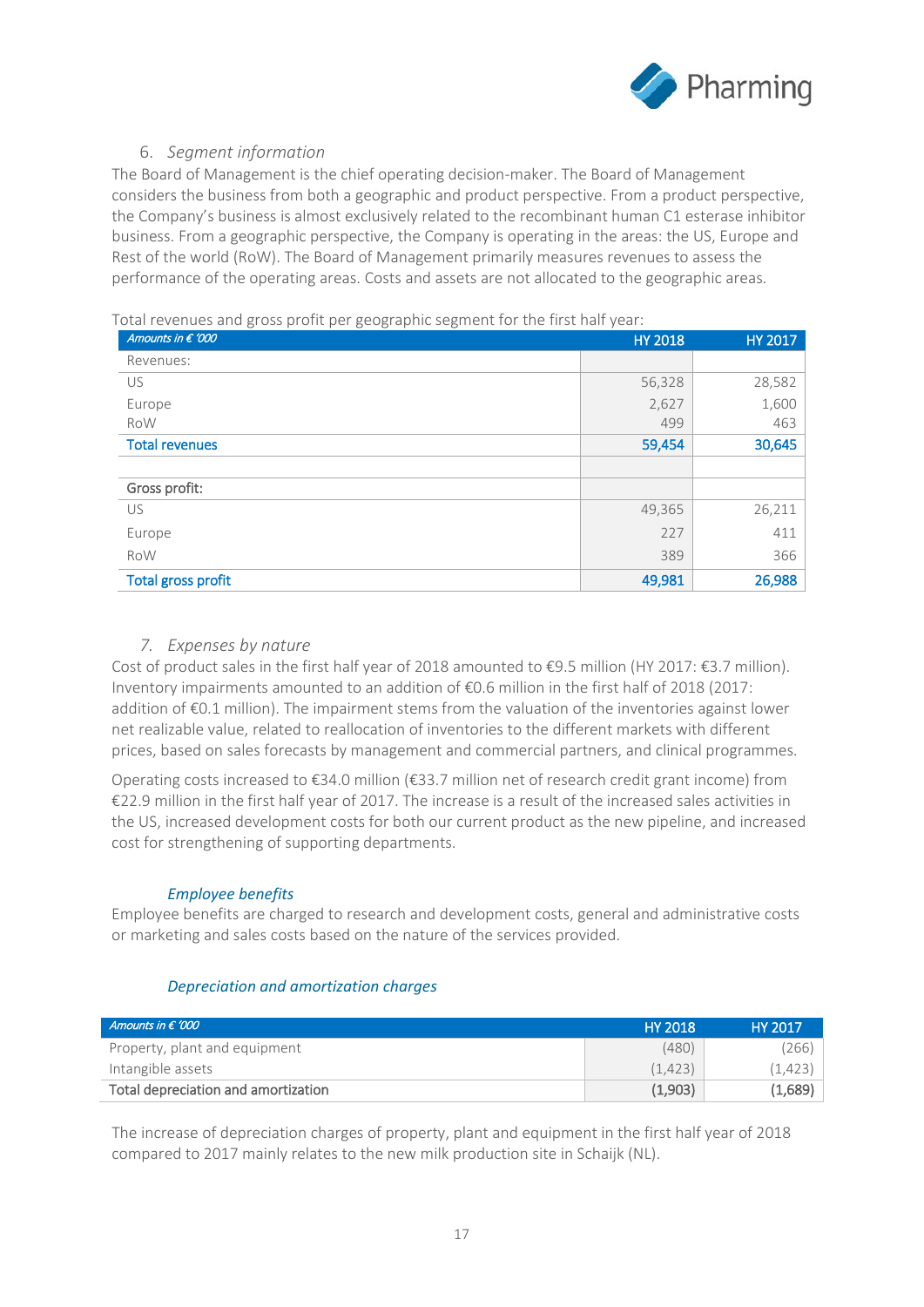## 6. *Segment information*

The Board of Management is the chief operating decision-maker. The Board of Management considers the business from both a geographic and product perspective. From a product perspective, the Company's business is almost exclusively related to the recombinant human C1 esterase inhibitor business. From a geographic perspective, the Company is operating in the areas: the US, Europe and Rest of the world (RoW). The Board of Management primarily measures revenues to assess the performance of the operating areas. Costs and assets are not allocated to the geographic areas.

Total revenues and gross profit per geographic segment for the first half year:

| *Amounts in € '000* | HY 2018 | HY 2017 |
|---|---|---|
| Revenues: | | |
| US | 56,328 | 28,582 |
| Europe | 2,627 | 1,600 |
| RoW | 499 | 463 |
| **Total revenues** | **59,454** | **30,645** |
| | | |
| Gross profit: | | |
| US | 49,365 | 26,211 |
| Europe | 227 | 411 |
| RoW | 389 | 366 |
| **Total gross profit** | **49,981** | **26,988** |

## 7. *Expenses by nature*

Cost of product sales in the first half year of 2018 amounted to €9.5 million (HY 2017: €3.7 million). Inventory impairments amounted to an addition of €0.6 million in the first half of 2018 (2017: addition of €0.1 million). The impairment stems from the valuation of the inventories against lower net realizable value, related to reallocation of inventories to the different markets with different prices, based on sales forecasts by management and commercial partners, and clinical programmes.

Operating costs increased to €34.0 million (€33.7 million net of research credit grant income) from €22.9 million in the first half year of 2017. The increase is a result of the increased sales activities in the US, increased development costs for both our current product as the new pipeline, and increased cost for strengthening of supporting departments.

### *Employee benefits*

Employee benefits are charged to research and development costs, general and administrative costs or marketing and sales costs based on the nature of the services provided.

### *Depreciation and amortization charges*

| *Amounts in € '000* | HY 2018 | HY 2017 |
|---|---|---|
| Property, plant and equipment | (480) | (266) |
| Intangible assets | (1,423) | (1,423) |
| **Total depreciation and amortization** | **(1,903)** | **(1,689)** |

The increase of depreciation charges of property, plant and equipment in the first half year of 2018 compared to 2017 mainly relates to the new milk production site in Schaijk (NL).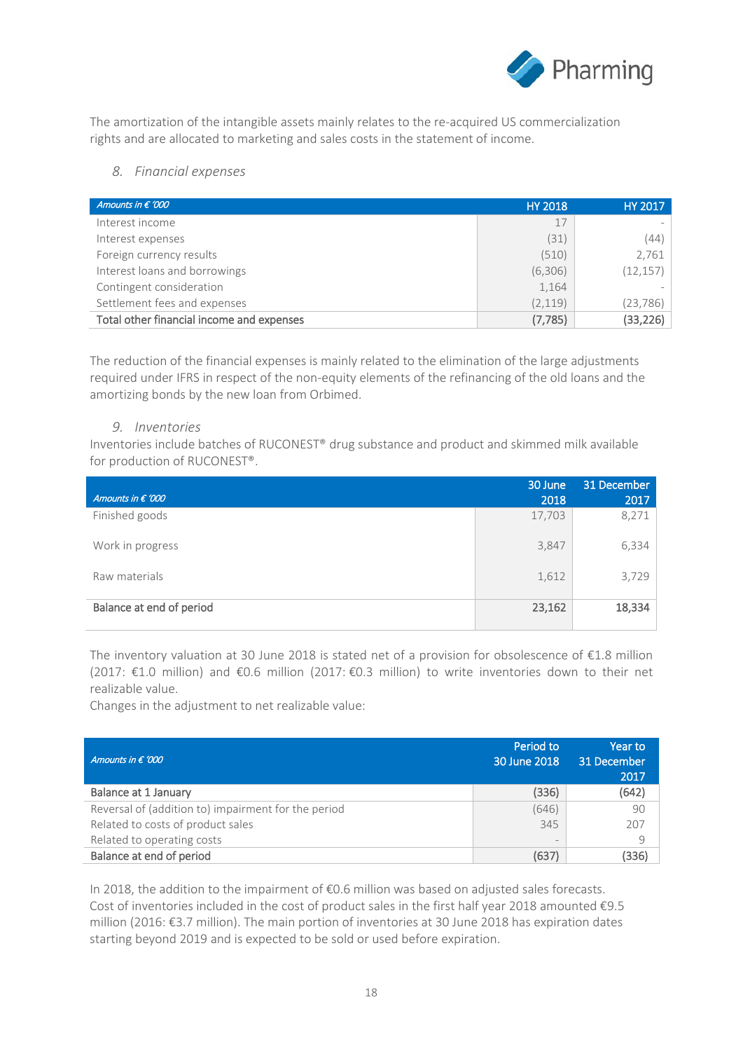The amortization of the intangible assets mainly relates to the re-acquired US commercialization rights and are allocated to marketing and sales costs in the statement of income.

## *8. Financial expenses*

| *Amounts in € '000* | HY 2018 | HY 2017 |
|---|---|---|
| Interest income | 17 | - |
| Interest expenses | (31) | (44) |
| Foreign currency results | (510) | 2,761 |
| Interest loans and borrowings | (6,306) | (12,157) |
| Contingent consideration | 1,164 | - |
| Settlement fees and expenses | (2,119) | (23,786) |
| **Total other financial income and expenses** | **(7,785)** | **(33,226)** |

The reduction of the financial expenses is mainly related to the elimination of the large adjustments required under IFRS in respect of the non-equity elements of the refinancing of the old loans and the amortizing bonds by the new loan from Orbimed.

## *9. Inventories*

Inventories include batches of RUCONEST® drug substance and product and skimmed milk available for production of RUCONEST®.

| *Amounts in € '000* | 30 June 2018 | 31 December 2017 |
|---|---|---|
| Finished goods | 17,703 | 8,271 |
| Work in progress | 3,847 | 6,334 |
| Raw materials | 1,612 | 3,729 |
| **Balance at end of period** | **23,162** | **18,334** |

The inventory valuation at 30 June 2018 is stated net of a provision for obsolescence of €1.8 million (2017: €1.0 million) and €0.6 million (2017: €0.3 million) to write inventories down to their net realizable value.

Changes in the adjustment to net realizable value:

| *Amounts in € '000* | Period to 30 June 2018 | Year to 31 December 2017 |
|---|---|---|
| Balance at 1 January | (336) | (642) |
| Reversal of (addition to) impairment for the period | (646) | 90 |
| Related to costs of product sales | 345 | 207 |
| Related to operating costs | - | 9 |
| Balance at end of period | (637) | (336) |

In 2018, the addition to the impairment of €0.6 million was based on adjusted sales forecasts. Cost of inventories included in the cost of product sales in the first half year 2018 amounted €9.5 million (2016: €3.7 million). The main portion of inventories at 30 June 2018 has expiration dates starting beyond 2019 and is expected to be sold or used before expiration.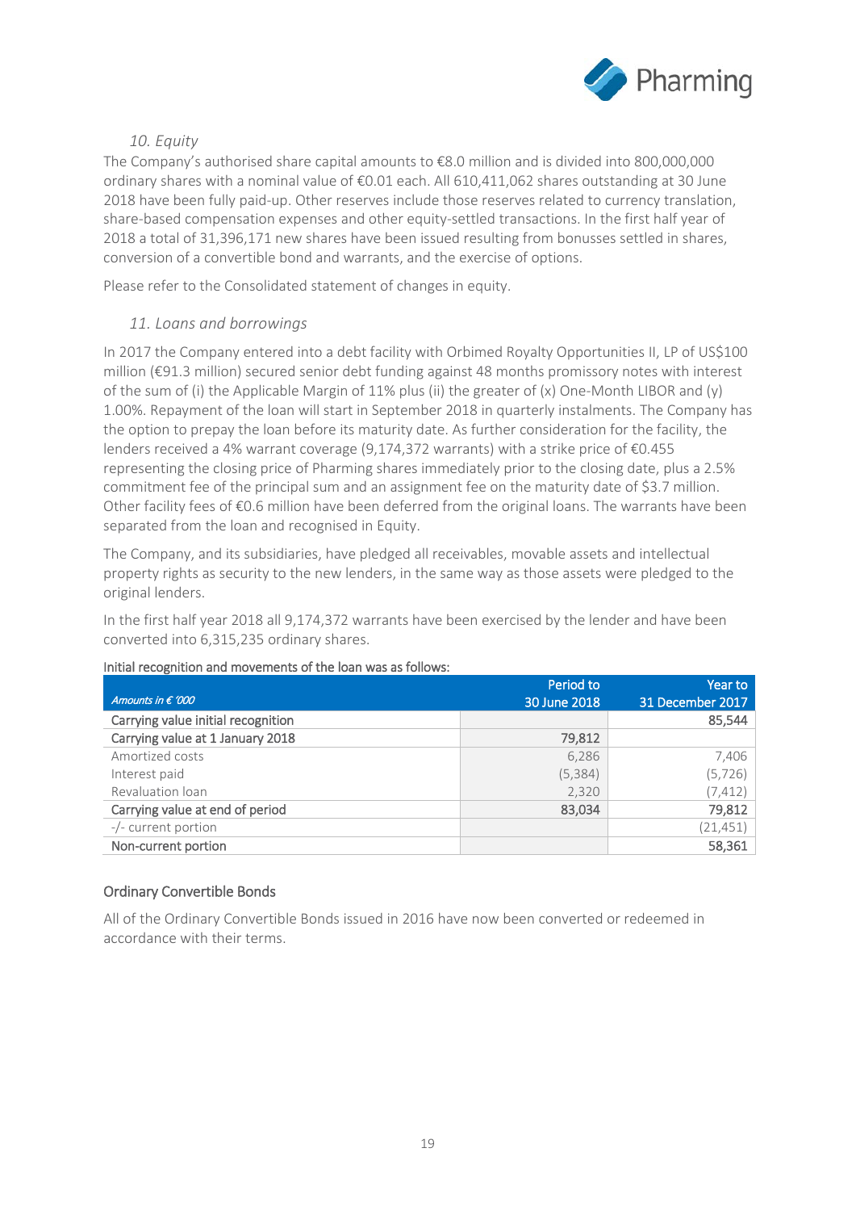### *10. Equity*

The Company's authorised share capital amounts to €8.0 million and is divided into 800,000,000 ordinary shares with a nominal value of €0.01 each. All 610,411,062 shares outstanding at 30 June 2018 have been fully paid-up. Other reserves include those reserves related to currency translation, share-based compensation expenses and other equity-settled transactions. In the first half year of 2018 a total of 31,396,171 new shares have been issued resulting from bonusses settled in shares, conversion of a convertible bond and warrants, and the exercise of options.

Please refer to the Consolidated statement of changes in equity.

### *11. Loans and borrowings*

In 2017 the Company entered into a debt facility with Orbimed Royalty Opportunities II, LP of US$100 million (€91.3 million) secured senior debt funding against 48 months promissory notes with interest of the sum of (i) the Applicable Margin of 11% plus (ii) the greater of (x) One-Month LIBOR and (y) 1.00%. Repayment of the loan will start in September 2018 in quarterly instalments. The Company has the option to prepay the loan before its maturity date. As further consideration for the facility, the lenders received a 4% warrant coverage (9,174,372 warrants) with a strike price of €0.455 representing the closing price of Pharming shares immediately prior to the closing date, plus a 2.5% commitment fee of the principal sum and an assignment fee on the maturity date of $3.7 million. Other facility fees of €0.6 million have been deferred from the original loans. The warrants have been separated from the loan and recognised in Equity.

The Company, and its subsidiaries, have pledged all receivables, movable assets and intellectual property rights as security to the new lenders, in the same way as those assets were pledged to the original lenders.

In the first half year 2018 all 9,174,372 warrants have been exercised by the lender and have been converted into 6,315,235 ordinary shares.

Initial recognition and movements of the loan was as follows:

| *Amounts in € '000* | Period to 30 June 2018 | Year to 31 December 2017 |
|---|---|---|
| Carrying value initial recognition | | 85,544 |
| Carrying value at 1 January 2018 | 79,812 | |
| Amortized costs | 6,286 | 7,406 |
| Interest paid | (5,384) | (5,726) |
| Revaluation loan | 2,320 | (7,412) |
| Carrying value at end of period | 83,034 | 79,812 |
| -/- current portion | | (21,451) |
| Non-current portion | | 58,361 |

#### Ordinary Convertible Bonds

All of the Ordinary Convertible Bonds issued in 2016 have now been converted or redeemed in accordance with their terms.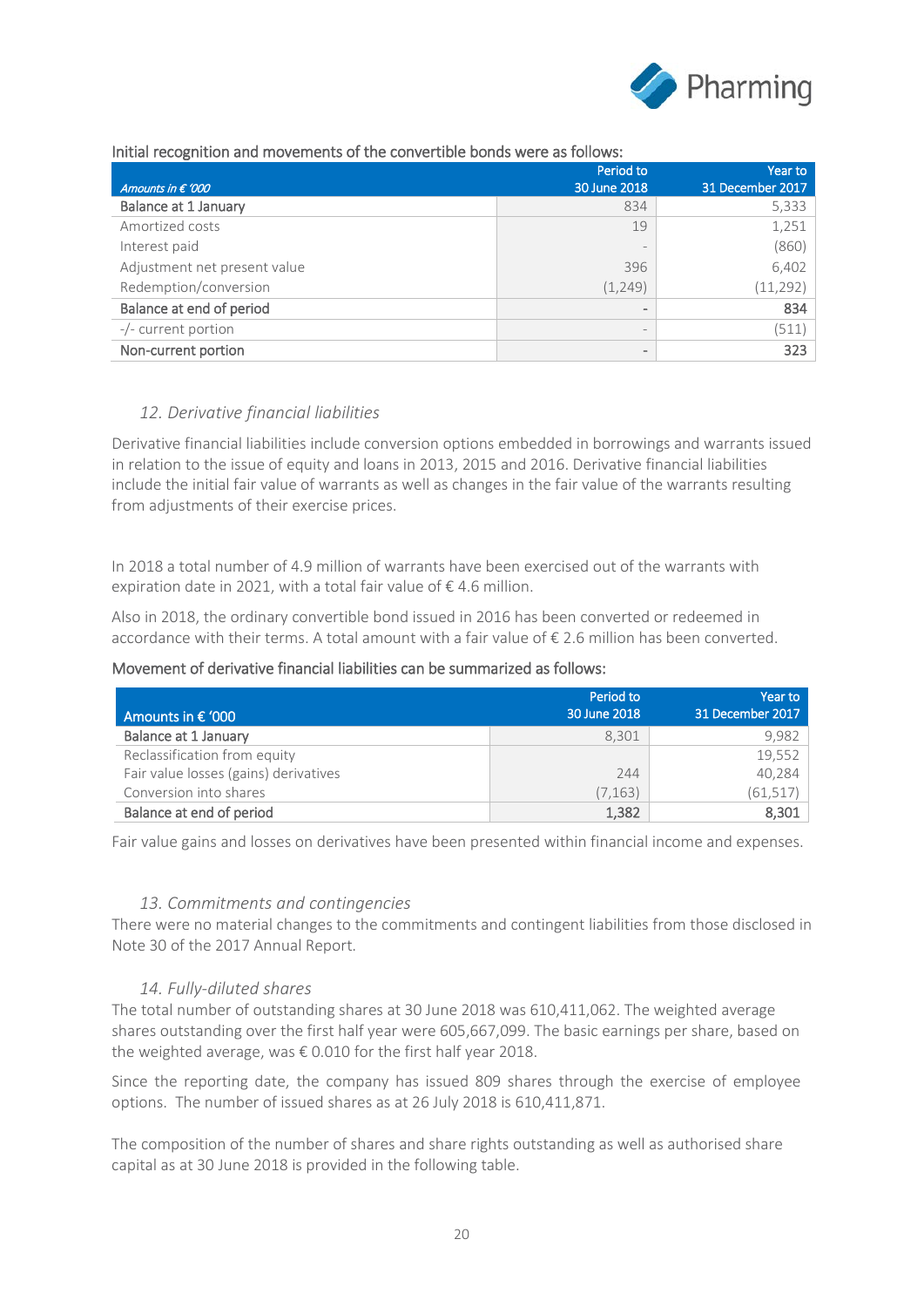Initial recognition and movements of the convertible bonds were as follows:

| Amounts in € '000 | Period to 30 June 2018 | Year to 31 December 2017 |
|---|---|---|
| Balance at 1 January | 834 | 5,333 |
| Amortized costs | 19 | 1,251 |
| Interest paid | - | (860) |
| Adjustment net present value | 396 | 6,402 |
| Redemption/conversion | (1,249) | (11,292) |
| Balance at end of period | - | 834 |
| -/- current portion | - | (511) |
| Non-current portion | - | 323 |

## *12. Derivative financial liabilities*

Derivative financial liabilities include conversion options embedded in borrowings and warrants issued in relation to the issue of equity and loans in 2013, 2015 and 2016. Derivative financial liabilities include the initial fair value of warrants as well as changes in the fair value of the warrants resulting from adjustments of their exercise prices.

In 2018 a total number of 4.9 million of warrants have been exercised out of the warrants with expiration date in 2021, with a total fair value of € 4.6 million.

Also in 2018, the ordinary convertible bond issued in 2016 has been converted or redeemed in accordance with their terms. A total amount with a fair value of € 2.6 million has been converted.

Movement of derivative financial liabilities can be summarized as follows:

| Amounts in € '000 | Period to 30 June 2018 | Year to 31 December 2017 |
|---|---|---|
| Balance at 1 January | 8,301 | 9,982 |
| Reclassification from equity | | 19,552 |
| Fair value losses (gains) derivatives | 244 | 40,284 |
| Conversion into shares | (7,163) | (61,517) |
| Balance at end of period | 1,382 | 8,301 |

Fair value gains and losses on derivatives have been presented within financial income and expenses.

## *13. Commitments and contingencies*

There were no material changes to the commitments and contingent liabilities from those disclosed in Note 30 of the 2017 Annual Report.

## *14. Fully-diluted shares*

The total number of outstanding shares at 30 June 2018 was 610,411,062. The weighted average shares outstanding over the first half year were 605,667,099. The basic earnings per share, based on the weighted average, was € 0.010 for the first half year 2018.

Since the reporting date, the company has issued 809 shares through the exercise of employee options. The number of issued shares as at 26 July 2018 is 610,411,871.

The composition of the number of shares and share rights outstanding as well as authorised share capital as at 30 June 2018 is provided in the following table.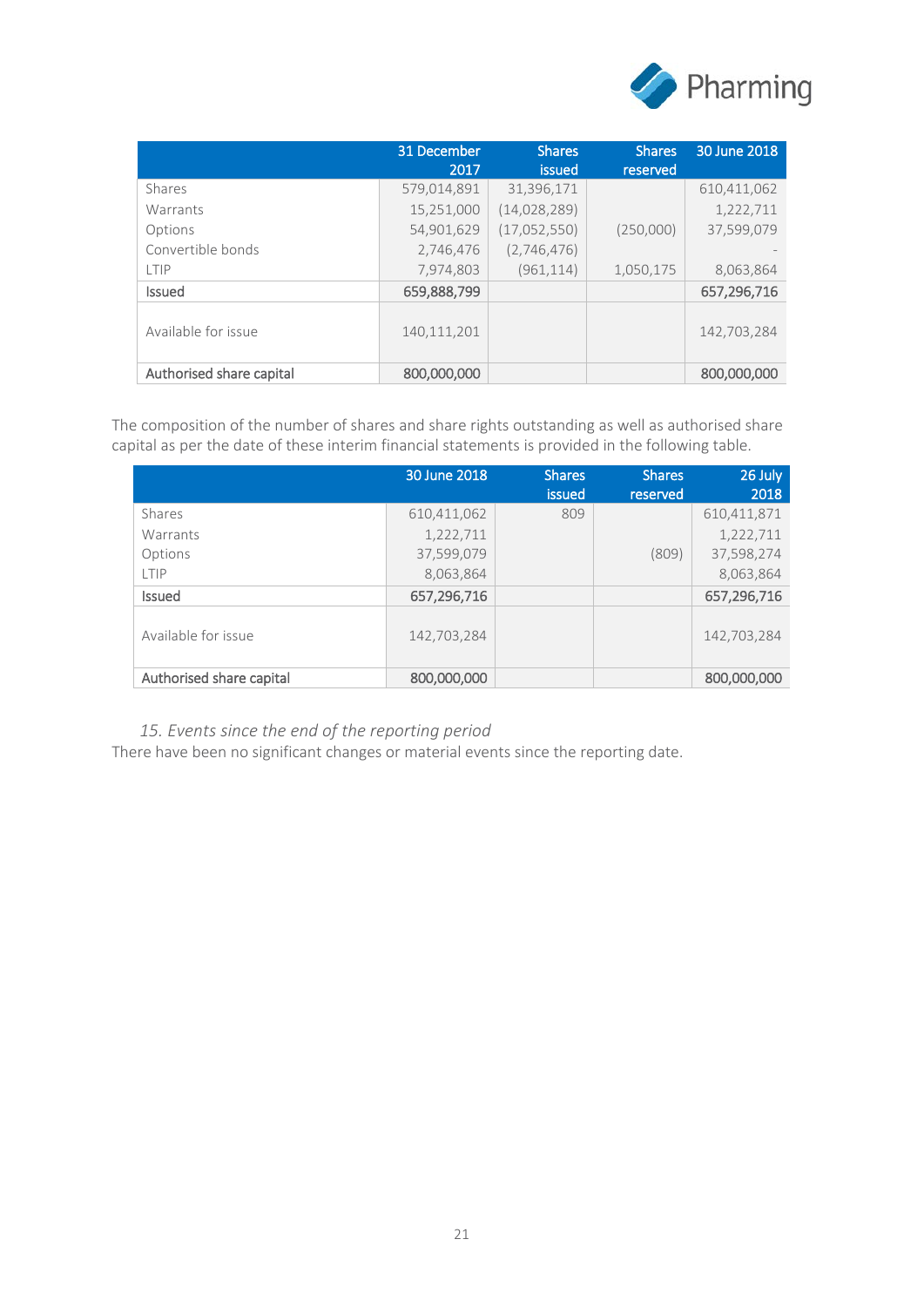| | 31 December 2017 | Shares issued | Shares reserved | 30 June 2018 |
|---|---|---|---|---|
| Shares | 579,014,891 | 31,396,171 | | 610,411,062 |
| Warrants | 15,251,000 | (14,028,289) | | 1,222,711 |
| Options | 54,901,629 | (17,052,550) | (250,000) | 37,599,079 |
| Convertible bonds | 2,746,476 | (2,746,476) | | - |
| LTIP | 7,974,803 | (961,114) | 1,050,175 | 8,063,864 |
| **Issued** | **659,888,799** | | | **657,296,716** |
| Available for issue | 140,111,201 | | | 142,703,284 |
| **Authorised share capital** | **800,000,000** | | | **800,000,000** |

The composition of the number of shares and share rights outstanding as well as authorised share capital as per the date of these interim financial statements is provided in the following table.

| | 30 June 2018 | Shares issued | Shares reserved | 26 July 2018 |
|---|---|---|---|---|
| Shares | 610,411,062 | 809 | | 610,411,871 |
| Warrants | 1,222,711 | | | 1,222,711 |
| Options | 37,599,079 | | (809) | 37,598,274 |
| LTIP | 8,063,864 | | | 8,063,864 |
| **Issued** | **657,296,716** | | | **657,296,716** |
| Available for issue | 142,703,284 | | | 142,703,284 |
| **Authorised share capital** | **800,000,000** | | | **800,000,000** |

### *15. Events since the end of the reporting period*

There have been no significant changes or material events since the reporting date.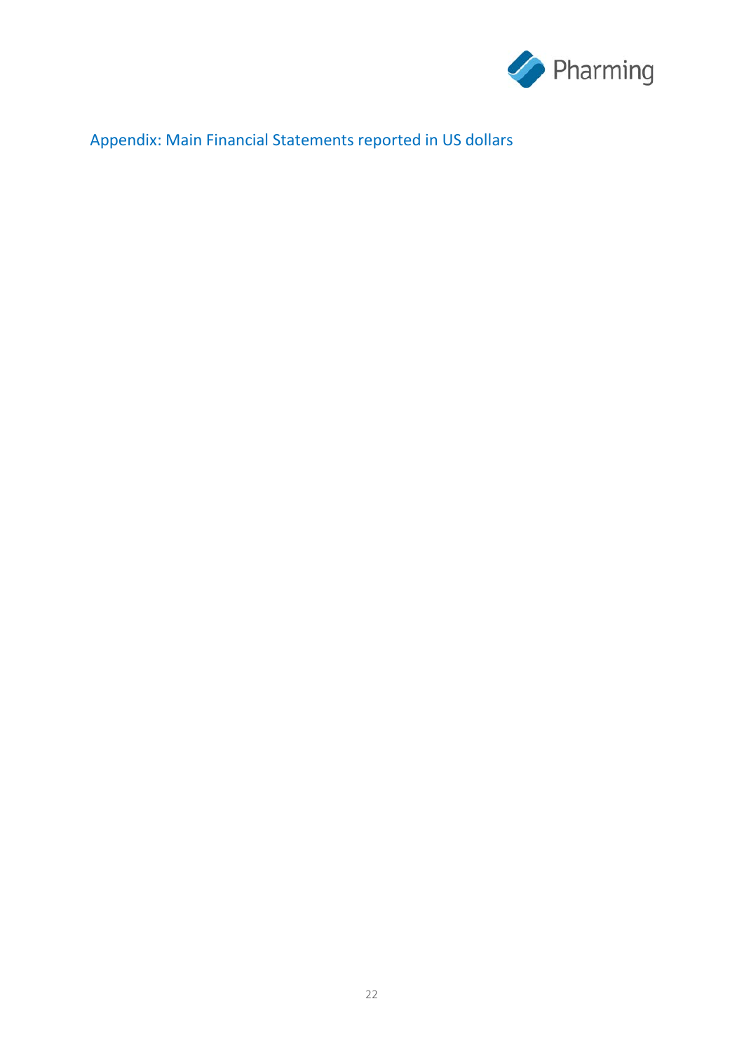## Appendix: Main Financial Statements reported in US dollars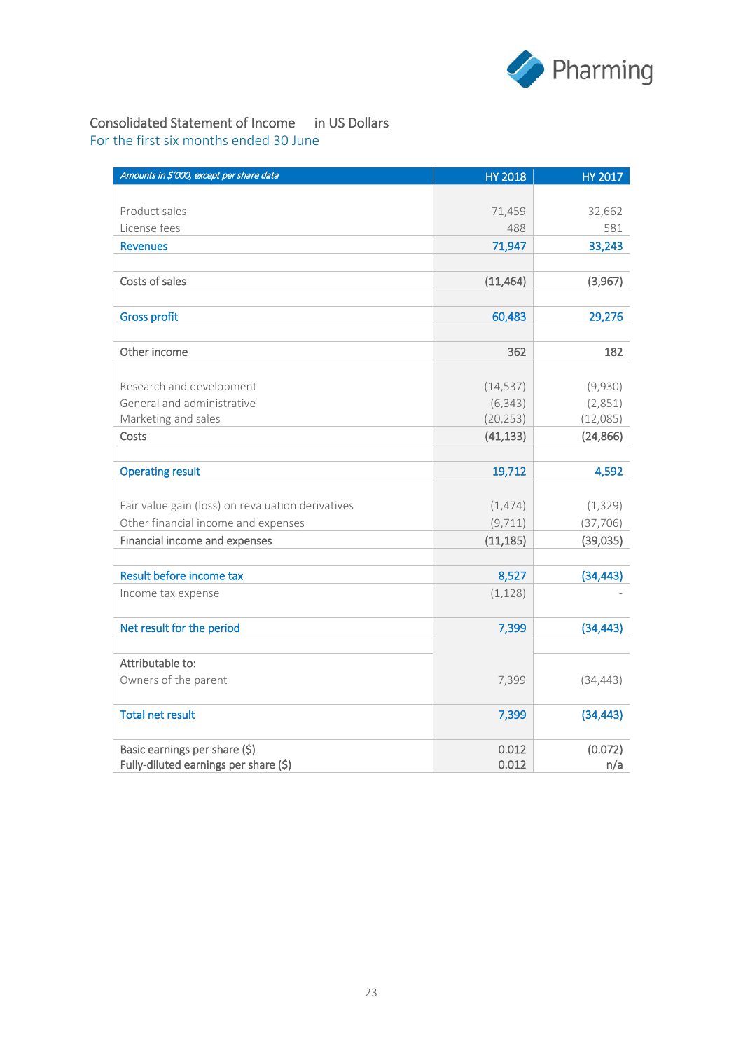## Consolidated Statement of Income in US Dollars

For the first six months ended 30 June

| *Amounts in $'000, except per share data* | HY 2018 | HY 2017 |
|---|---|---|
| Product sales | 71,459 | 32,662 |
| License fees | 488 | 581 |
| **Revenues** | **71,947** | **33,243** |
| | | |
| Costs of sales | (11,464) | (3,967) |
| | | |
| **Gross profit** | **60,483** | **29,276** |
| | | |
| Other income | 362 | 182 |
| | | |
| Research and development | (14,537) | (9,930) |
| General and administrative | (6,343) | (2,851) |
| Marketing and sales | (20,253) | (12,085) |
| Costs | (41,133) | (24,866) |
| | | |
| **Operating result** | **19,712** | **4,592** |
| | | |
| Fair value gain (loss) on revaluation derivatives | (1,474) | (1,329) |
| Other financial income and expenses | (9,711) | (37,706) |
| Financial income and expenses | (11,185) | (39,035) |
| | | |
| **Result before income tax** | **8,527** | **(34,443)** |
| Income tax expense | (1,128) | - |
| | | |
| **Net result for the period** | **7,399** | **(34,443)** |
| | | |
| Attributable to: | | |
| Owners of the parent | 7,399 | (34,443) |
| | | |
| **Total net result** | **7,399** | **(34,443)** |
| | | |
| Basic earnings per share ($) | 0.012 | (0.072) |
| Fully-diluted earnings per share ($) | 0.012 | n/a |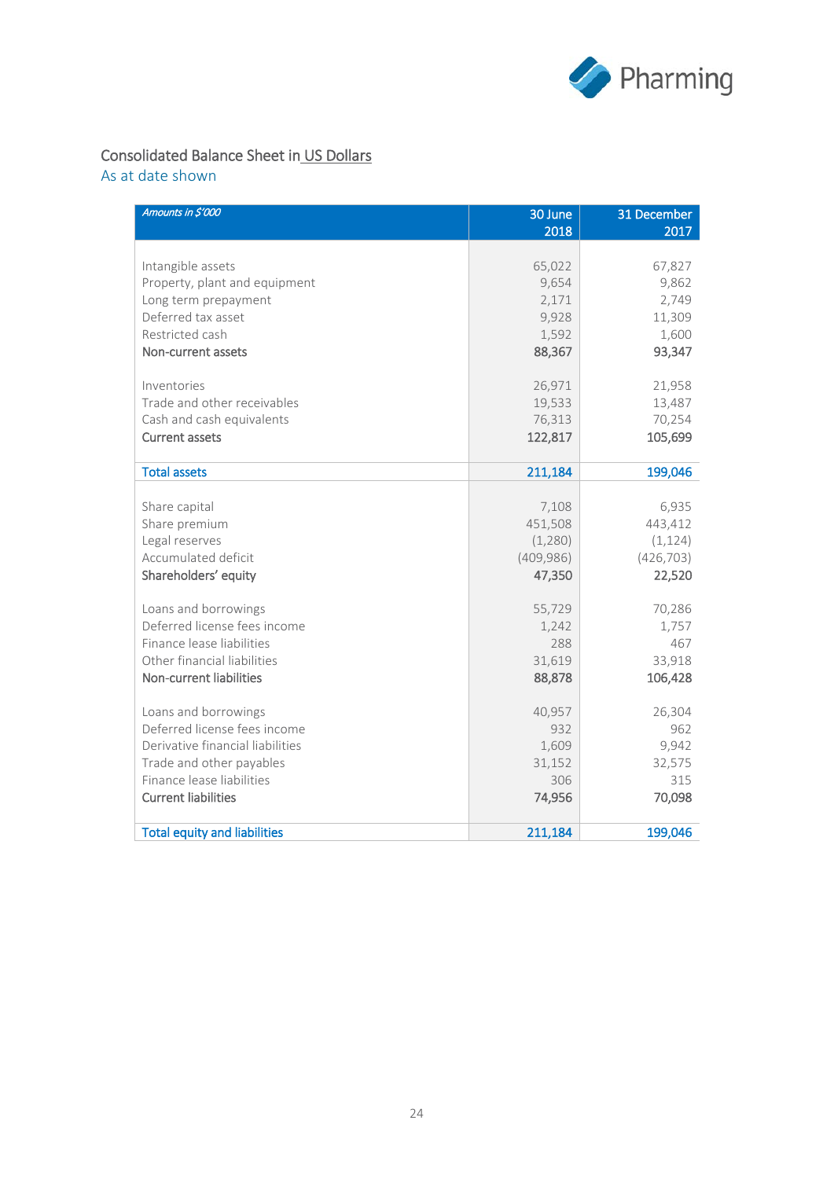## Consolidated Balance Sheet in US Dollars

As at date shown

| *Amounts in $'000* | 30 June 2018 | 31 December 2017 |
|---|---|---|
| Intangible assets | 65,022 | 67,827 |
| Property, plant and equipment | 9,654 | 9,862 |
| Long term prepayment | 2,171 | 2,749 |
| Deferred tax asset | 9,928 | 11,309 |
| Restricted cash | 1,592 | 1,600 |
| **Non-current assets** | **88,367** | **93,347** |
| Inventories | 26,971 | 21,958 |
| Trade and other receivables | 19,533 | 13,487 |
| Cash and cash equivalents | 76,313 | 70,254 |
| **Current assets** | **122,817** | **105,699** |
| **Total assets** | **211,184** | **199,046** |
| Share capital | 7,108 | 6,935 |
| Share premium | 451,508 | 443,412 |
| Legal reserves | (1,280) | (1,124) |
| Accumulated deficit | (409,986) | (426,703) |
| **Shareholders' equity** | **47,350** | **22,520** |
| Loans and borrowings | 55,729 | 70,286 |
| Deferred license fees income | 1,242 | 1,757 |
| Finance lease liabilities | 288 | 467 |
| Other financial liabilities | 31,619 | 33,918 |
| **Non-current liabilities** | **88,878** | **106,428** |
| Loans and borrowings | 40,957 | 26,304 |
| Deferred license fees income | 932 | 962 |
| Derivative financial liabilities | 1,609 | 9,942 |
| Trade and other payables | 31,152 | 32,575 |
| Finance lease liabilities | 306 | 315 |
| **Current liabilities** | **74,956** | **70,098** |
| **Total equity and liabilities** | **211,184** | **199,046** |